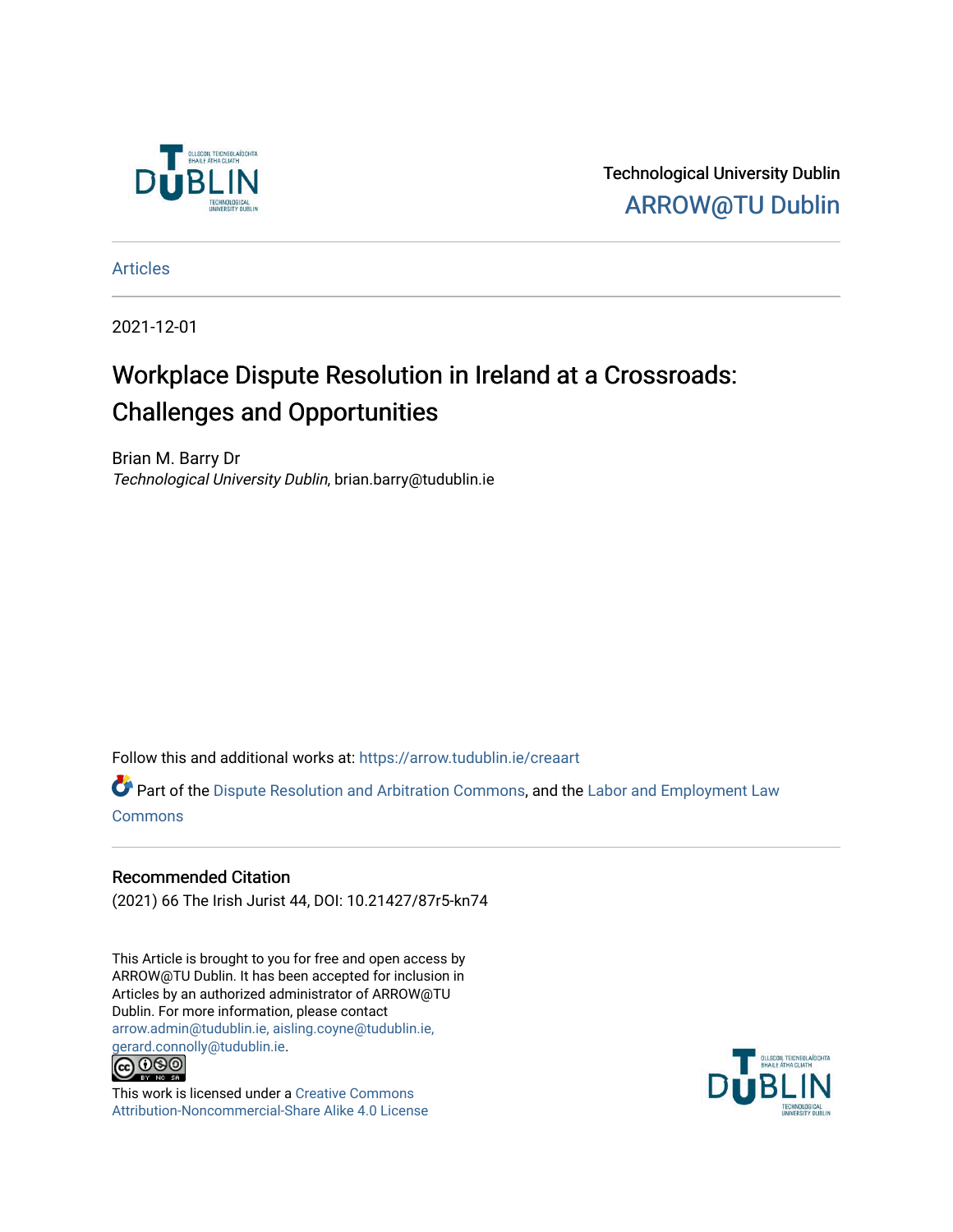Technological University Dublin

ARROW@TU Dublin

Articles

2021-12-01

# Workplace Dispute Resolution in Ireland at a Crossroads: Challenges and Opportunities

Brian M. Barry Dr

*Technological University Dublin*, brian.barry@tudublin.ie

Follow this and additional works at: https://arrow.tudublin.ie/creaart

Part of the Dispute Resolution and Arbitration Commons, and the Labor and Employment Law Commons

## Recommended Citation

(2021) 66 The Irish Jurist 44, DOI: 10.21427/87r5-kn74

This Article is brought to you for free and open access by ARROW@TU Dublin. It has been accepted for inclusion in Articles by an authorized administrator of ARROW@TU Dublin. For more information, please contact arrow.admin@tudublin.ie, aisling.coyne@tudublin.ie, gerard.connolly@tudublin.ie.

This work is licensed under a Creative Commons Attribution-Noncommercial-Share Alike 4.0 License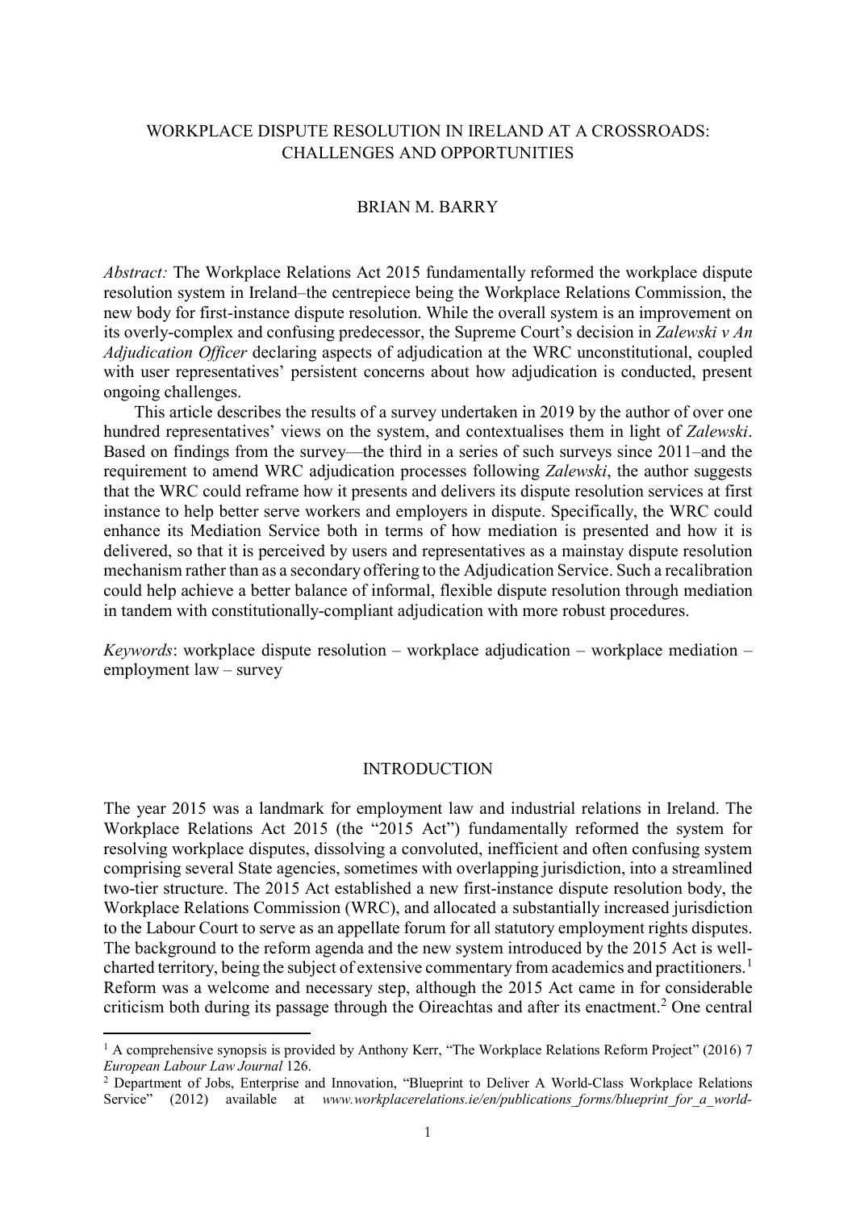# WORKPLACE DISPUTE RESOLUTION IN IRELAND AT A CROSSROADS: CHALLENGES AND OPPORTUNITIES

BRIAN M. BARRY

*Abstract:* The Workplace Relations Act 2015 fundamentally reformed the workplace dispute resolution system in Ireland–the centrepiece being the Workplace Relations Commission, the new body for first-instance dispute resolution. While the overall system is an improvement on its overly-complex and confusing predecessor, the Supreme Court's decision in *Zalewski v An Adjudication Officer* declaring aspects of adjudication at the WRC unconstitutional, coupled with user representatives' persistent concerns about how adjudication is conducted, present ongoing challenges.

This article describes the results of a survey undertaken in 2019 by the author of over one hundred representatives' views on the system, and contextualises them in light of *Zalewski*. Based on findings from the survey—the third in a series of such surveys since 2011–and the requirement to amend WRC adjudication processes following *Zalewski*, the author suggests that the WRC could reframe how it presents and delivers its dispute resolution services at first instance to help better serve workers and employers in dispute. Specifically, the WRC could enhance its Mediation Service both in terms of how mediation is presented and how it is delivered, so that it is perceived by users and representatives as a mainstay dispute resolution mechanism rather than as a secondary offering to the Adjudication Service. Such a recalibration could help achieve a better balance of informal, flexible dispute resolution through mediation in tandem with constitutionally-compliant adjudication with more robust procedures.

*Keywords*: workplace dispute resolution – workplace adjudication – workplace mediation – employment law – survey

## INTRODUCTION

The year 2015 was a landmark for employment law and industrial relations in Ireland. The Workplace Relations Act 2015 (the "2015 Act") fundamentally reformed the system for resolving workplace disputes, dissolving a convoluted, inefficient and often confusing system comprising several State agencies, sometimes with overlapping jurisdiction, into a streamlined two-tier structure. The 2015 Act established a new first-instance dispute resolution body, the Workplace Relations Commission (WRC), and allocated a substantially increased jurisdiction to the Labour Court to serve as an appellate forum for all statutory employment rights disputes. The background to the reform agenda and the new system introduced by the 2015 Act is well-charted territory, being the subject of extensive commentary from academics and practitioners.[1] Reform was a welcome and necessary step, although the 2015 Act came in for considerable criticism both during its passage through the Oireachtas and after its enactment.[2] One central

[1] A comprehensive synopsis is provided by Anthony Kerr, "The Workplace Relations Reform Project" (2016) 7 *European Labour Law Journal* 126.

[2] Department of Jobs, Enterprise and Innovation, "Blueprint to Deliver A World-Class Workplace Relations Service" (2012) available at *www.workplacerelations.ie/en/publications_forms/blueprint_for_a_world-*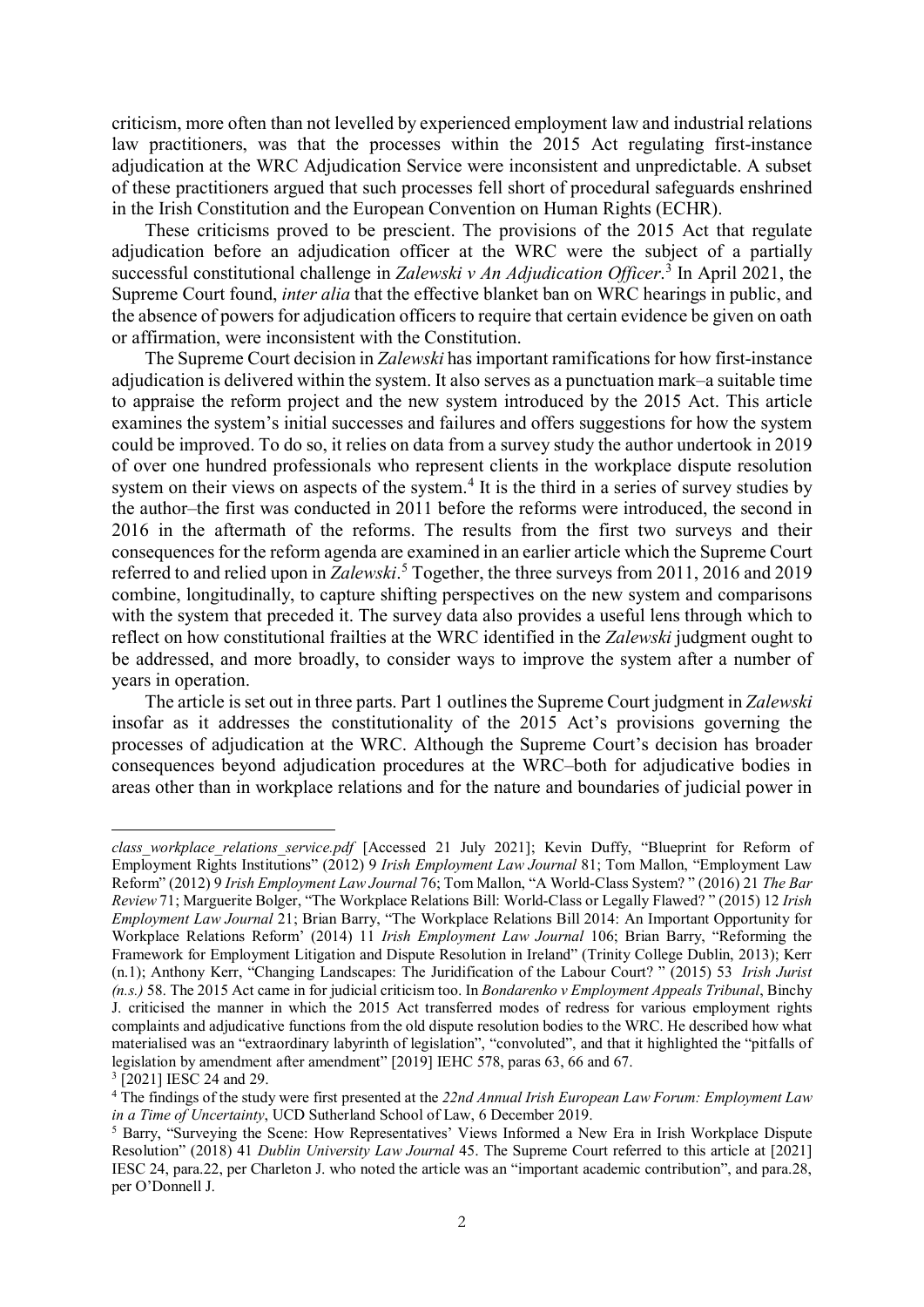criticism, more often than not levelled by experienced employment law and industrial relations law practitioners, was that the processes within the 2015 Act regulating first-instance adjudication at the WRC Adjudication Service were inconsistent and unpredictable. A subset of these practitioners argued that such processes fell short of procedural safeguards enshrined in the Irish Constitution and the European Convention on Human Rights (ECHR).

These criticisms proved to be prescient. The provisions of the 2015 Act that regulate adjudication before an adjudication officer at the WRC were the subject of a partially successful constitutional challenge in *Zalewski v An Adjudication Officer*.[3] In April 2021, the Supreme Court found, *inter alia* that the effective blanket ban on WRC hearings in public, and the absence of powers for adjudication officers to require that certain evidence be given on oath or affirmation, were inconsistent with the Constitution.

The Supreme Court decision in *Zalewski* has important ramifications for how first-instance adjudication is delivered within the system. It also serves as a punctuation mark–a suitable time to appraise the reform project and the new system introduced by the 2015 Act. This article examines the system's initial successes and failures and offers suggestions for how the system could be improved. To do so, it relies on data from a survey study the author undertook in 2019 of over one hundred professionals who represent clients in the workplace dispute resolution system on their views on aspects of the system.[4] It is the third in a series of survey studies by the author–the first was conducted in 2011 before the reforms were introduced, the second in 2016 in the aftermath of the reforms. The results from the first two surveys and their consequences for the reform agenda are examined in an earlier article which the Supreme Court referred to and relied upon in *Zalewski*.[5] Together, the three surveys from 2011, 2016 and 2019 combine, longitudinally, to capture shifting perspectives on the new system and comparisons with the system that preceded it. The survey data also provides a useful lens through which to reflect on how constitutional frailties at the WRC identified in the *Zalewski* judgment ought to be addressed, and more broadly, to consider ways to improve the system after a number of years in operation.

The article is set out in three parts. Part 1 outlines the Supreme Court judgment in *Zalewski* insofar as it addresses the constitutionality of the 2015 Act's provisions governing the processes of adjudication at the WRC. Although the Supreme Court's decision has broader consequences beyond adjudication procedures at the WRC–both for adjudicative bodies in areas other than in workplace relations and for the nature and boundaries of judicial power in

---

*class_workplace_relations_service.pdf* [Accessed 21 July 2021]; Kevin Duffy, "Blueprint for Reform of Employment Rights Institutions" (2012) 9 *Irish Employment Law Journal* 81; Tom Mallon, "Employment Law Reform" (2012) 9 *Irish Employment Law Journal* 76; Tom Mallon, "A World-Class System? " (2016) 21 *The Bar Review* 71; Marguerite Bolger, "The Workplace Relations Bill: World-Class or Legally Flawed? " (2015) 12 *Irish Employment Law Journal* 21; Brian Barry, "The Workplace Relations Bill 2014: An Important Opportunity for Workplace Relations Reform' (2014) 11 *Irish Employment Law Journal* 106; Brian Barry, "Reforming the Framework for Employment Litigation and Dispute Resolution in Ireland" (Trinity College Dublin, 2013); Kerr (n.1); Anthony Kerr, "Changing Landscapes: The Juridification of the Labour Court? " (2015) 53 *Irish Jurist (n.s.)* 58. The 2015 Act came in for judicial criticism too. In *Bondarenko v Employment Appeals Tribunal*, Binchy J. criticised the manner in which the 2015 Act transferred modes of redress for various employment rights complaints and adjudicative functions from the old dispute resolution bodies to the WRC. He described how what materialised was an "extraordinary labyrinth of legislation", "convoluted", and that it highlighted the "pitfalls of legislation by amendment after amendment" [2019] IEHC 578, paras 63, 66 and 67.

[3] [2021] IESC 24 and 29.

[4] The findings of the study were first presented at the *22nd Annual Irish European Law Forum: Employment Law in a Time of Uncertainty*, UCD Sutherland School of Law, 6 December 2019.

[5] Barry, "Surveying the Scene: How Representatives' Views Informed a New Era in Irish Workplace Dispute Resolution" (2018) 41 *Dublin University Law Journal* 45. The Supreme Court referred to this article at [2021] IESC 24, para.22, per Charleton J. who noted the article was an "important academic contribution", and para.28, per O'Donnell J.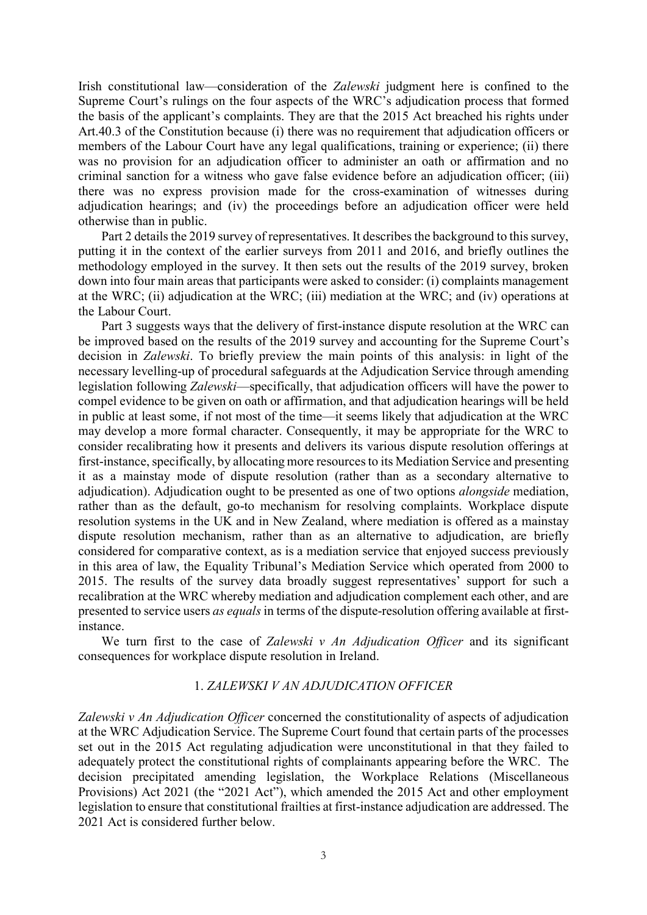Irish constitutional law—consideration of the *Zalewski* judgment here is confined to the Supreme Court's rulings on the four aspects of the WRC's adjudication process that formed the basis of the applicant's complaints. They are that the 2015 Act breached his rights under Art.40.3 of the Constitution because (i) there was no requirement that adjudication officers or members of the Labour Court have any legal qualifications, training or experience; (ii) there was no provision for an adjudication officer to administer an oath or affirmation and no criminal sanction for a witness who gave false evidence before an adjudication officer; (iii) there was no express provision made for the cross-examination of witnesses during adjudication hearings; and (iv) the proceedings before an adjudication officer were held otherwise than in public.

Part 2 details the 2019 survey of representatives. It describes the background to this survey, putting it in the context of the earlier surveys from 2011 and 2016, and briefly outlines the methodology employed in the survey. It then sets out the results of the 2019 survey, broken down into four main areas that participants were asked to consider: (i) complaints management at the WRC; (ii) adjudication at the WRC; (iii) mediation at the WRC; and (iv) operations at the Labour Court.

Part 3 suggests ways that the delivery of first-instance dispute resolution at the WRC can be improved based on the results of the 2019 survey and accounting for the Supreme Court's decision in *Zalewski*. To briefly preview the main points of this analysis: in light of the necessary levelling-up of procedural safeguards at the Adjudication Service through amending legislation following *Zalewski*—specifically, that adjudication officers will have the power to compel evidence to be given on oath or affirmation, and that adjudication hearings will be held in public at least some, if not most of the time—it seems likely that adjudication at the WRC may develop a more formal character. Consequently, it may be appropriate for the WRC to consider recalibrating how it presents and delivers its various dispute resolution offerings at first-instance, specifically, by allocating more resources to its Mediation Service and presenting it as a mainstay mode of dispute resolution (rather than as a secondary alternative to adjudication). Adjudication ought to be presented as one of two options *alongside* mediation, rather than as the default, go-to mechanism for resolving complaints. Workplace dispute resolution systems in the UK and in New Zealand, where mediation is offered as a mainstay dispute resolution mechanism, rather than as an alternative to adjudication, are briefly considered for comparative context, as is a mediation service that enjoyed success previously in this area of law, the Equality Tribunal's Mediation Service which operated from 2000 to 2015. The results of the survey data broadly suggest representatives' support for such a recalibration at the WRC whereby mediation and adjudication complement each other, and are presented to service users *as equals* in terms of the dispute-resolution offering available at first-instance.

We turn first to the case of *Zalewski v An Adjudication Officer* and its significant consequences for workplace dispute resolution in Ireland.

## 1. *ZALEWSKI V AN ADJUDICATION OFFICER*

*Zalewski v An Adjudication Officer* concerned the constitutionality of aspects of adjudication at the WRC Adjudication Service. The Supreme Court found that certain parts of the processes set out in the 2015 Act regulating adjudication were unconstitutional in that they failed to adequately protect the constitutional rights of complainants appearing before the WRC. The decision precipitated amending legislation, the Workplace Relations (Miscellaneous Provisions) Act 2021 (the "2021 Act"), which amended the 2015 Act and other employment legislation to ensure that constitutional frailties at first-instance adjudication are addressed. The 2021 Act is considered further below.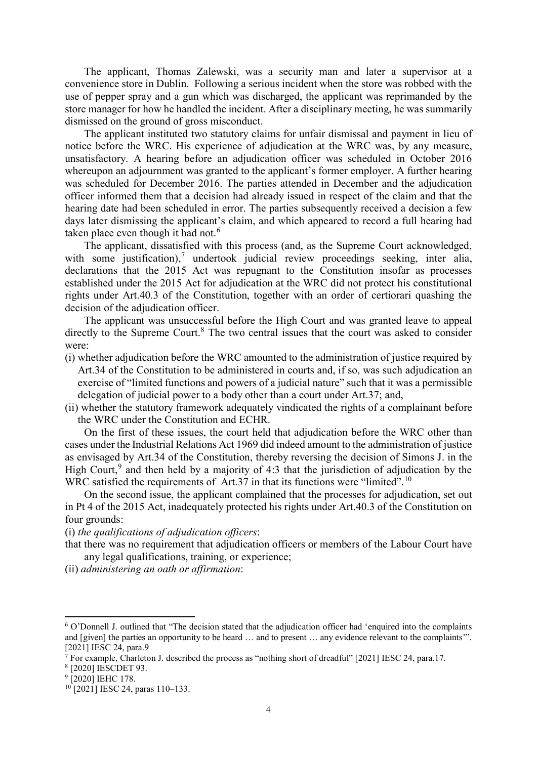The applicant, Thomas Zalewski, was a security man and later a supervisor at a convenience store in Dublin. Following a serious incident when the store was robbed with the use of pepper spray and a gun which was discharged, the applicant was reprimanded by the store manager for how he handled the incident. After a disciplinary meeting, he was summarily dismissed on the ground of gross misconduct.

The applicant instituted two statutory claims for unfair dismissal and payment in lieu of notice before the WRC. His experience of adjudication at the WRC was, by any measure, unsatisfactory. A hearing before an adjudication officer was scheduled in October 2016 whereupon an adjournment was granted to the applicant's former employer. A further hearing was scheduled for December 2016. The parties attended in December and the adjudication officer informed them that a decision had already issued in respect of the claim and that the hearing date had been scheduled in error. The parties subsequently received a decision a few days later dismissing the applicant's claim, and which appeared to record a full hearing had taken place even though it had not.[6]

The applicant, dissatisfied with this process (and, as the Supreme Court acknowledged, with some justification),[7] undertook judicial review proceedings seeking, inter alia, declarations that the 2015 Act was repugnant to the Constitution insofar as processes established under the 2015 Act for adjudication at the WRC did not protect his constitutional rights under Art.40.3 of the Constitution, together with an order of certiorari quashing the decision of the adjudication officer.

The applicant was unsuccessful before the High Court and was granted leave to appeal directly to the Supreme Court.[8] The two central issues that the court was asked to consider were:

(i) whether adjudication before the WRC amounted to the administration of justice required by Art.34 of the Constitution to be administered in courts and, if so, was such adjudication an exercise of "limited functions and powers of a judicial nature" such that it was a permissible delegation of judicial power to a body other than a court under Art.37; and,

(ii) whether the statutory framework adequately vindicated the rights of a complainant before the WRC under the Constitution and ECHR.

On the first of these issues, the court held that adjudication before the WRC other than cases under the Industrial Relations Act 1969 did indeed amount to the administration of justice as envisaged by Art.34 of the Constitution, thereby reversing the decision of Simons J. in the High Court,[9] and then held by a majority of 4:3 that the jurisdiction of adjudication by the WRC satisfied the requirements of Art.37 in that its functions were "limited".[10]

On the second issue, the applicant complained that the processes for adjudication, set out in Pt 4 of the 2015 Act, inadequately protected his rights under Art.40.3 of the Constitution on four grounds:

(i) *the qualifications of adjudication officers*:

that there was no requirement that adjudication officers or members of the Labour Court have any legal qualifications, training, or experience;

(ii) *administering an oath or affirmation*:

---

[6] O'Donnell J. outlined that "The decision stated that the adjudication officer had 'enquired into the complaints and [given] the parties an opportunity to be heard … and to present … any evidence relevant to the complaints'". [2021] IESC 24, para.9

[7] For example, Charleton J. described the process as "nothing short of dreadful" [2021] IESC 24, para.17.

[8] [2020] IESCDET 93.

[9] [2020] IEHC 178.

[10] [2021] IESC 24, paras 110–133.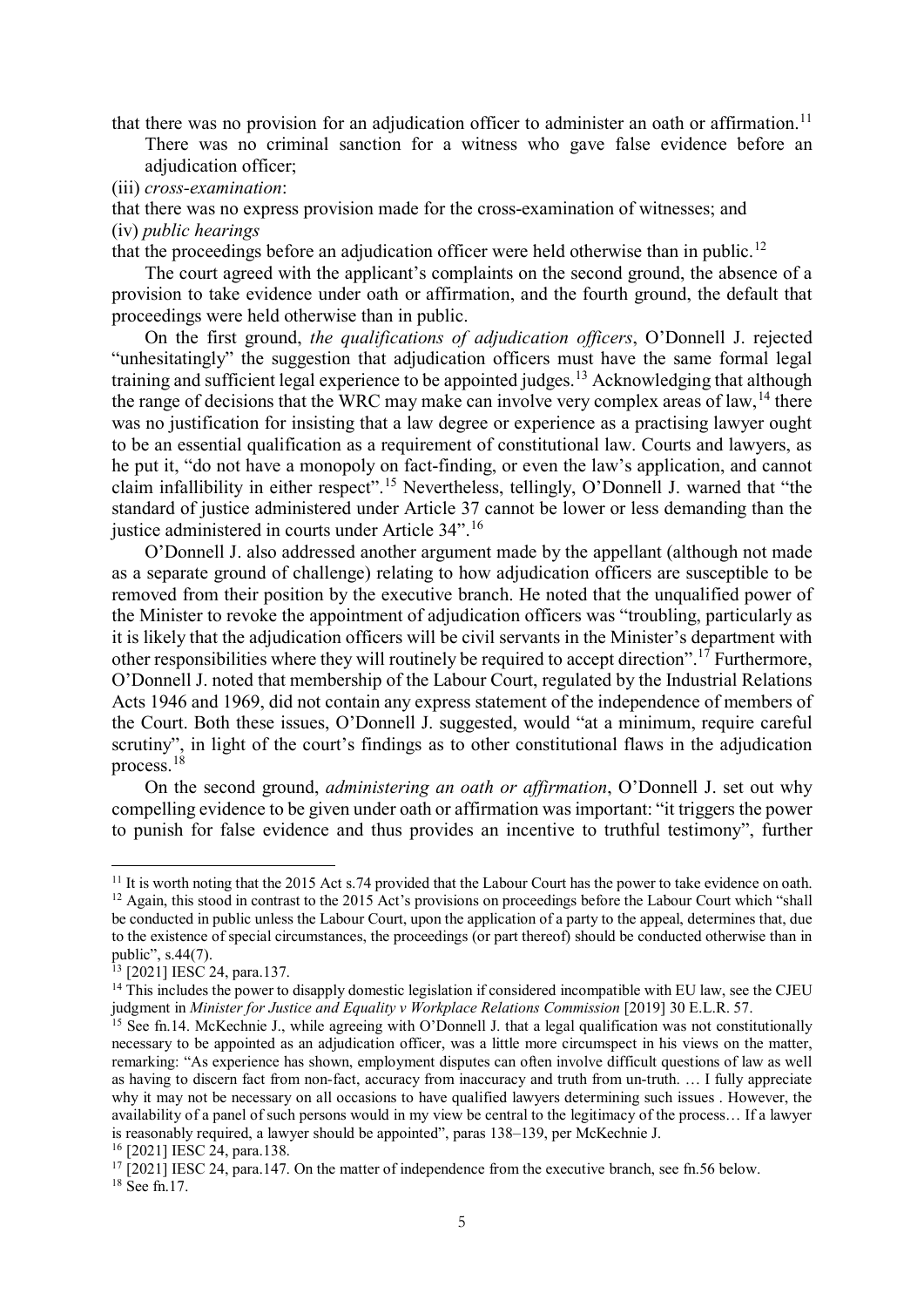that there was no provision for an adjudication officer to administer an oath or affirmation.[11] There was no criminal sanction for a witness who gave false evidence before an adjudication officer;

(iii) *cross-examination*:

that there was no express provision made for the cross-examination of witnesses; and

(iv) *public hearings*

that the proceedings before an adjudication officer were held otherwise than in public.[12]

The court agreed with the applicant's complaints on the second ground, the absence of a provision to take evidence under oath or affirmation, and the fourth ground, the default that proceedings were held otherwise than in public.

On the first ground, *the qualifications of adjudication officers*, O'Donnell J. rejected "unhesitatingly" the suggestion that adjudication officers must have the same formal legal training and sufficient legal experience to be appointed judges.[13] Acknowledging that although the range of decisions that the WRC may make can involve very complex areas of law,[14] there was no justification for insisting that a law degree or experience as a practising lawyer ought to be an essential qualification as a requirement of constitutional law. Courts and lawyers, as he put it, "do not have a monopoly on fact-finding, or even the law's application, and cannot claim infallibility in either respect".[15] Nevertheless, tellingly, O'Donnell J. warned that "the standard of justice administered under Article 37 cannot be lower or less demanding than the justice administered in courts under Article 34".[16]

O'Donnell J. also addressed another argument made by the appellant (although not made as a separate ground of challenge) relating to how adjudication officers are susceptible to be removed from their position by the executive branch. He noted that the unqualified power of the Minister to revoke the appointment of adjudication officers was "troubling, particularly as it is likely that the adjudication officers will be civil servants in the Minister's department with other responsibilities where they will routinely be required to accept direction".[17] Furthermore, O'Donnell J. noted that membership of the Labour Court, regulated by the Industrial Relations Acts 1946 and 1969, did not contain any express statement of the independence of members of the Court. Both these issues, O'Donnell J. suggested, would "at a minimum, require careful scrutiny", in light of the court's findings as to other constitutional flaws in the adjudication process.[18]

On the second ground, *administering an oath or affirmation*, O'Donnell J. set out why compelling evidence to be given under oath or affirmation was important: "it triggers the power to punish for false evidence and thus provides an incentive to truthful testimony", further

---

[11] It is worth noting that the 2015 Act s.74 provided that the Labour Court has the power to take evidence on oath.

[12] Again, this stood in contrast to the 2015 Act's provisions on proceedings before the Labour Court which "shall be conducted in public unless the Labour Court, upon the application of a party to the appeal, determines that, due to the existence of special circumstances, the proceedings (or part thereof) should be conducted otherwise than in public", s.44(7).

[13] [2021] IESC 24, para.137.

[14] This includes the power to disapply domestic legislation if considered incompatible with EU law, see the CJEU judgment in *Minister for Justice and Equality v Workplace Relations Commission* [2019] 30 E.L.R. 57.

[15] See fn.14. McKechnie J., while agreeing with O'Donnell J. that a legal qualification was not constitutionally necessary to be appointed as an adjudication officer, was a little more circumspect in his views on the matter, remarking: "As experience has shown, employment disputes can often involve difficult questions of law as well as having to discern fact from non-fact, accuracy from inaccuracy and truth from un-truth. … I fully appreciate why it may not be necessary on all occasions to have qualified lawyers determining such issues . However, the availability of a panel of such persons would in my view be central to the legitimacy of the process… If a lawyer is reasonably required, a lawyer should be appointed", paras 138–139, per McKechnie J.

[16] [2021] IESC 24, para.138.

[17] [2021] IESC 24, para.147. On the matter of independence from the executive branch, see fn.56 below.

[18] See fn.17.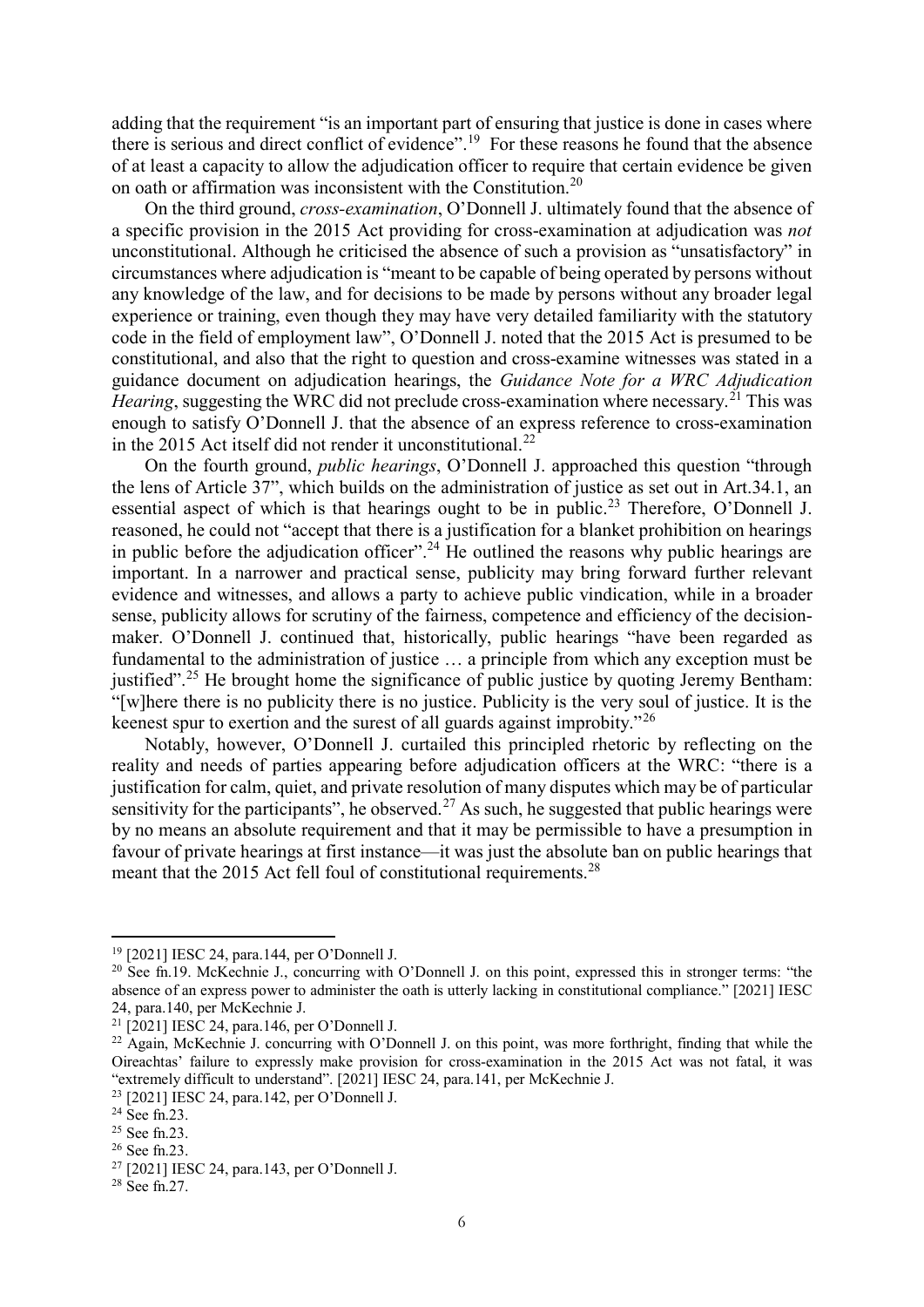adding that the requirement "is an important part of ensuring that justice is done in cases where there is serious and direct conflict of evidence".[19] For these reasons he found that the absence of at least a capacity to allow the adjudication officer to require that certain evidence be given on oath or affirmation was inconsistent with the Constitution.[20]

On the third ground, *cross-examination*, O'Donnell J. ultimately found that the absence of a specific provision in the 2015 Act providing for cross-examination at adjudication was *not* unconstitutional. Although he criticised the absence of such a provision as "unsatisfactory" in circumstances where adjudication is "meant to be capable of being operated by persons without any knowledge of the law, and for decisions to be made by persons without any broader legal experience or training, even though they may have very detailed familiarity with the statutory code in the field of employment law", O'Donnell J. noted that the 2015 Act is presumed to be constitutional, and also that the right to question and cross-examine witnesses was stated in a guidance document on adjudication hearings, the *Guidance Note for a WRC Adjudication Hearing*, suggesting the WRC did not preclude cross-examination where necessary.[21] This was enough to satisfy O'Donnell J. that the absence of an express reference to cross-examination in the 2015 Act itself did not render it unconstitutional.[22]

On the fourth ground, *public hearings*, O'Donnell J. approached this question "through the lens of Article 37", which builds on the administration of justice as set out in Art.34.1, an essential aspect of which is that hearings ought to be in public.[23] Therefore, O'Donnell J. reasoned, he could not "accept that there is a justification for a blanket prohibition on hearings in public before the adjudication officer".[24] He outlined the reasons why public hearings are important. In a narrower and practical sense, publicity may bring forward further relevant evidence and witnesses, and allows a party to achieve public vindication, while in a broader sense, publicity allows for scrutiny of the fairness, competence and efficiency of the decision-maker. O'Donnell J. continued that, historically, public hearings "have been regarded as fundamental to the administration of justice … a principle from which any exception must be justified".[25] He brought home the significance of public justice by quoting Jeremy Bentham: "[w]here there is no publicity there is no justice. Publicity is the very soul of justice. It is the keenest spur to exertion and the surest of all guards against improbity."[26]

Notably, however, O'Donnell J. curtailed this principled rhetoric by reflecting on the reality and needs of parties appearing before adjudication officers at the WRC: "there is a justification for calm, quiet, and private resolution of many disputes which may be of particular sensitivity for the participants", he observed.[27] As such, he suggested that public hearings were by no means an absolute requirement and that it may be permissible to have a presumption in favour of private hearings at first instance—it was just the absolute ban on public hearings that meant that the 2015 Act fell foul of constitutional requirements.[28]

---

[19] [2021] IESC 24, para.144, per O'Donnell J.

[20] See fn.19. McKechnie J., concurring with O'Donnell J. on this point, expressed this in stronger terms: "the absence of an express power to administer the oath is utterly lacking in constitutional compliance." [2021] IESC 24, para.140, per McKechnie J.

[21] [2021] IESC 24, para.146, per O'Donnell J.

[22] Again, McKechnie J. concurring with O'Donnell J. on this point, was more forthright, finding that while the Oireachtas' failure to expressly make provision for cross-examination in the 2015 Act was not fatal, it was "extremely difficult to understand". [2021] IESC 24, para.141, per McKechnie J.

[23] [2021] IESC 24, para.142, per O'Donnell J.

[24] See fn.23.

[25] See fn.23.

[26] See fn.23.

[27] [2021] IESC 24, para.143, per O'Donnell J.

[28] See fn.27.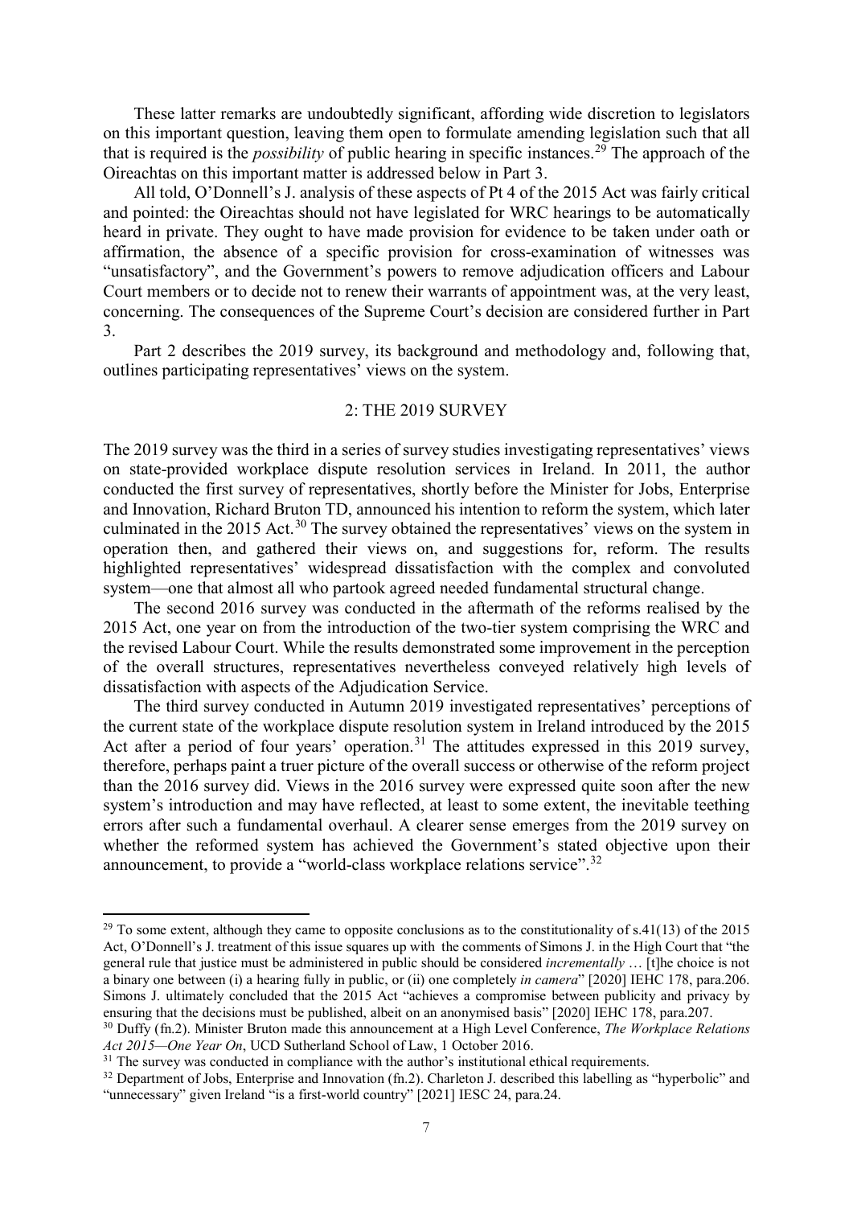These latter remarks are undoubtedly significant, affording wide discretion to legislators on this important question, leaving them open to formulate amending legislation such that all that is required is the *possibility* of public hearing in specific instances.[29] The approach of the Oireachtas on this important matter is addressed below in Part 3.

All told, O'Donnell's J. analysis of these aspects of Pt 4 of the 2015 Act was fairly critical and pointed: the Oireachtas should not have legislated for WRC hearings to be automatically heard in private. They ought to have made provision for evidence to be taken under oath or affirmation, the absence of a specific provision for cross-examination of witnesses was "unsatisfactory", and the Government's powers to remove adjudication officers and Labour Court members or to decide not to renew their warrants of appointment was, at the very least, concerning. The consequences of the Supreme Court's decision are considered further in Part 3.

Part 2 describes the 2019 survey, its background and methodology and, following that, outlines participating representatives' views on the system.

## 2: THE 2019 SURVEY

The 2019 survey was the third in a series of survey studies investigating representatives' views on state-provided workplace dispute resolution services in Ireland. In 2011, the author conducted the first survey of representatives, shortly before the Minister for Jobs, Enterprise and Innovation, Richard Bruton TD, announced his intention to reform the system, which later culminated in the 2015 Act.[30] The survey obtained the representatives' views on the system in operation then, and gathered their views on, and suggestions for, reform. The results highlighted representatives' widespread dissatisfaction with the complex and convoluted system—one that almost all who partook agreed needed fundamental structural change.

The second 2016 survey was conducted in the aftermath of the reforms realised by the 2015 Act, one year on from the introduction of the two-tier system comprising the WRC and the revised Labour Court. While the results demonstrated some improvement in the perception of the overall structures, representatives nevertheless conveyed relatively high levels of dissatisfaction with aspects of the Adjudication Service.

The third survey conducted in Autumn 2019 investigated representatives' perceptions of the current state of the workplace dispute resolution system in Ireland introduced by the 2015 Act after a period of four years' operation.[31] The attitudes expressed in this 2019 survey, therefore, perhaps paint a truer picture of the overall success or otherwise of the reform project than the 2016 survey did. Views in the 2016 survey were expressed quite soon after the new system's introduction and may have reflected, at least to some extent, the inevitable teething errors after such a fundamental overhaul. A clearer sense emerges from the 2019 survey on whether the reformed system has achieved the Government's stated objective upon their announcement, to provide a "world-class workplace relations service".[32]

---

[29] To some extent, although they came to opposite conclusions as to the constitutionality of s.41(13) of the 2015 Act, O'Donnell's J. treatment of this issue squares up with the comments of Simons J. in the High Court that "the general rule that justice must be administered in public should be considered *incrementally* … [t]he choice is not a binary one between (i) a hearing fully in public, or (ii) one completely *in camera*" [2020] IEHC 178, para.206. Simons J. ultimately concluded that the 2015 Act "achieves a compromise between publicity and privacy by ensuring that the decisions must be published, albeit on an anonymised basis" [2020] IEHC 178, para.207.

[30] Duffy (fn.2). Minister Bruton made this announcement at a High Level Conference, *The Workplace Relations Act 2015—One Year On*, UCD Sutherland School of Law, 1 October 2016.

[31] The survey was conducted in compliance with the author's institutional ethical requirements.

[32] Department of Jobs, Enterprise and Innovation (fn.2). Charleton J. described this labelling as "hyperbolic" and "unnecessary" given Ireland "is a first-world country" [2021] IESC 24, para.24.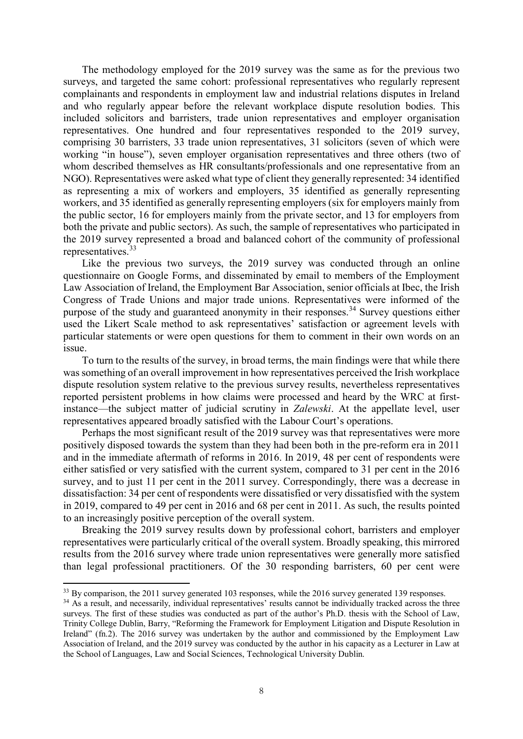The methodology employed for the 2019 survey was the same as for the previous two surveys, and targeted the same cohort: professional representatives who regularly represent complainants and respondents in employment law and industrial relations disputes in Ireland and who regularly appear before the relevant workplace dispute resolution bodies. This included solicitors and barristers, trade union representatives and employer organisation representatives. One hundred and four representatives responded to the 2019 survey, comprising 30 barristers, 33 trade union representatives, 31 solicitors (seven of which were working "in house"), seven employer organisation representatives and three others (two of whom described themselves as HR consultants/professionals and one representative from an NGO). Representatives were asked what type of client they generally represented: 34 identified as representing a mix of workers and employers, 35 identified as generally representing workers, and 35 identified as generally representing employers (six for employers mainly from the public sector, 16 for employers mainly from the private sector, and 13 for employers from both the private and public sectors). As such, the sample of representatives who participated in the 2019 survey represented a broad and balanced cohort of the community of professional representatives.[33]

Like the previous two surveys, the 2019 survey was conducted through an online questionnaire on Google Forms, and disseminated by email to members of the Employment Law Association of Ireland, the Employment Bar Association, senior officials at Ibec, the Irish Congress of Trade Unions and major trade unions. Representatives were informed of the purpose of the study and guaranteed anonymity in their responses.[34] Survey questions either used the Likert Scale method to ask representatives' satisfaction or agreement levels with particular statements or were open questions for them to comment in their own words on an issue.

To turn to the results of the survey, in broad terms, the main findings were that while there was something of an overall improvement in how representatives perceived the Irish workplace dispute resolution system relative to the previous survey results, nevertheless representatives reported persistent problems in how claims were processed and heard by the WRC at first-instance—the subject matter of judicial scrutiny in *Zalewski*. At the appellate level, user representatives appeared broadly satisfied with the Labour Court's operations.

Perhaps the most significant result of the 2019 survey was that representatives were more positively disposed towards the system than they had been both in the pre-reform era in 2011 and in the immediate aftermath of reforms in 2016. In 2019, 48 per cent of respondents were either satisfied or very satisfied with the current system, compared to 31 per cent in the 2016 survey, and to just 11 per cent in the 2011 survey. Correspondingly, there was a decrease in dissatisfaction: 34 per cent of respondents were dissatisfied or very dissatisfied with the system in 2019, compared to 49 per cent in 2016 and 68 per cent in 2011. As such, the results pointed to an increasingly positive perception of the overall system.

Breaking the 2019 survey results down by professional cohort, barristers and employer representatives were particularly critical of the overall system. Broadly speaking, this mirrored results from the 2016 survey where trade union representatives were generally more satisfied than legal professional practitioners. Of the 30 responding barristers, 60 per cent were

---

[33] By comparison, the 2011 survey generated 103 responses, while the 2016 survey generated 139 responses.

[34] As a result, and necessarily, individual representatives' results cannot be individually tracked across the three surveys. The first of these studies was conducted as part of the author's Ph.D. thesis with the School of Law, Trinity College Dublin, Barry, "Reforming the Framework for Employment Litigation and Dispute Resolution in Ireland" (fn.2). The 2016 survey was undertaken by the author and commissioned by the Employment Law Association of Ireland, and the 2019 survey was conducted by the author in his capacity as a Lecturer in Law at the School of Languages, Law and Social Sciences, Technological University Dublin.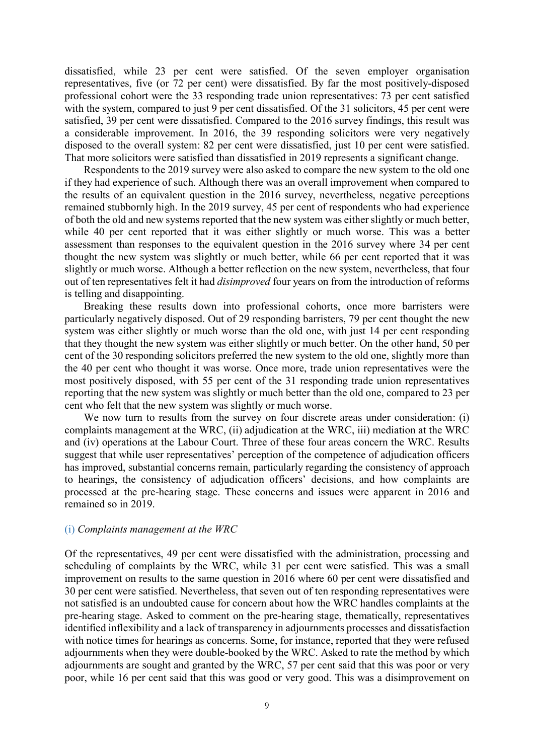dissatisfied, while 23 per cent were satisfied. Of the seven employer organisation representatives, five (or 72 per cent) were dissatisfied. By far the most positively-disposed professional cohort were the 33 responding trade union representatives: 73 per cent satisfied with the system, compared to just 9 per cent dissatisfied. Of the 31 solicitors, 45 per cent were satisfied, 39 per cent were dissatisfied. Compared to the 2016 survey findings, this result was a considerable improvement. In 2016, the 39 responding solicitors were very negatively disposed to the overall system: 82 per cent were dissatisfied, just 10 per cent were satisfied. That more solicitors were satisfied than dissatisfied in 2019 represents a significant change.

Respondents to the 2019 survey were also asked to compare the new system to the old one if they had experience of such. Although there was an overall improvement when compared to the results of an equivalent question in the 2016 survey, nevertheless, negative perceptions remained stubbornly high. In the 2019 survey, 45 per cent of respondents who had experience of both the old and new systems reported that the new system was either slightly or much better, while 40 per cent reported that it was either slightly or much worse. This was a better assessment than responses to the equivalent question in the 2016 survey where 34 per cent thought the new system was slightly or much better, while 66 per cent reported that it was slightly or much worse. Although a better reflection on the new system, nevertheless, that four out of ten representatives felt it had *disimproved* four years on from the introduction of reforms is telling and disappointing.

Breaking these results down into professional cohorts, once more barristers were particularly negatively disposed. Out of 29 responding barristers, 79 per cent thought the new system was either slightly or much worse than the old one, with just 14 per cent responding that they thought the new system was either slightly or much better. On the other hand, 50 per cent of the 30 responding solicitors preferred the new system to the old one, slightly more than the 40 per cent who thought it was worse. Once more, trade union representatives were the most positively disposed, with 55 per cent of the 31 responding trade union representatives reporting that the new system was slightly or much better than the old one, compared to 23 per cent who felt that the new system was slightly or much worse.

We now turn to results from the survey on four discrete areas under consideration: (i) complaints management at the WRC, (ii) adjudication at the WRC, iii) mediation at the WRC and (iv) operations at the Labour Court. Three of these four areas concern the WRC. Results suggest that while user representatives' perception of the competence of adjudication officers has improved, substantial concerns remain, particularly regarding the consistency of approach to hearings, the consistency of adjudication officers' decisions, and how complaints are processed at the pre-hearing stage. These concerns and issues were apparent in 2016 and remained so in 2019.

### (i) *Complaints management at the WRC*

Of the representatives, 49 per cent were dissatisfied with the administration, processing and scheduling of complaints by the WRC, while 31 per cent were satisfied. This was a small improvement on results to the same question in 2016 where 60 per cent were dissatisfied and 30 per cent were satisfied. Nevertheless, that seven out of ten responding representatives were not satisfied is an undoubted cause for concern about how the WRC handles complaints at the pre-hearing stage. Asked to comment on the pre-hearing stage, thematically, representatives identified inflexibility and a lack of transparency in adjournments processes and dissatisfaction with notice times for hearings as concerns. Some, for instance, reported that they were refused adjournments when they were double-booked by the WRC. Asked to rate the method by which adjournments are sought and granted by the WRC, 57 per cent said that this was poor or very poor, while 16 per cent said that this was good or very good. This was a disimprovement on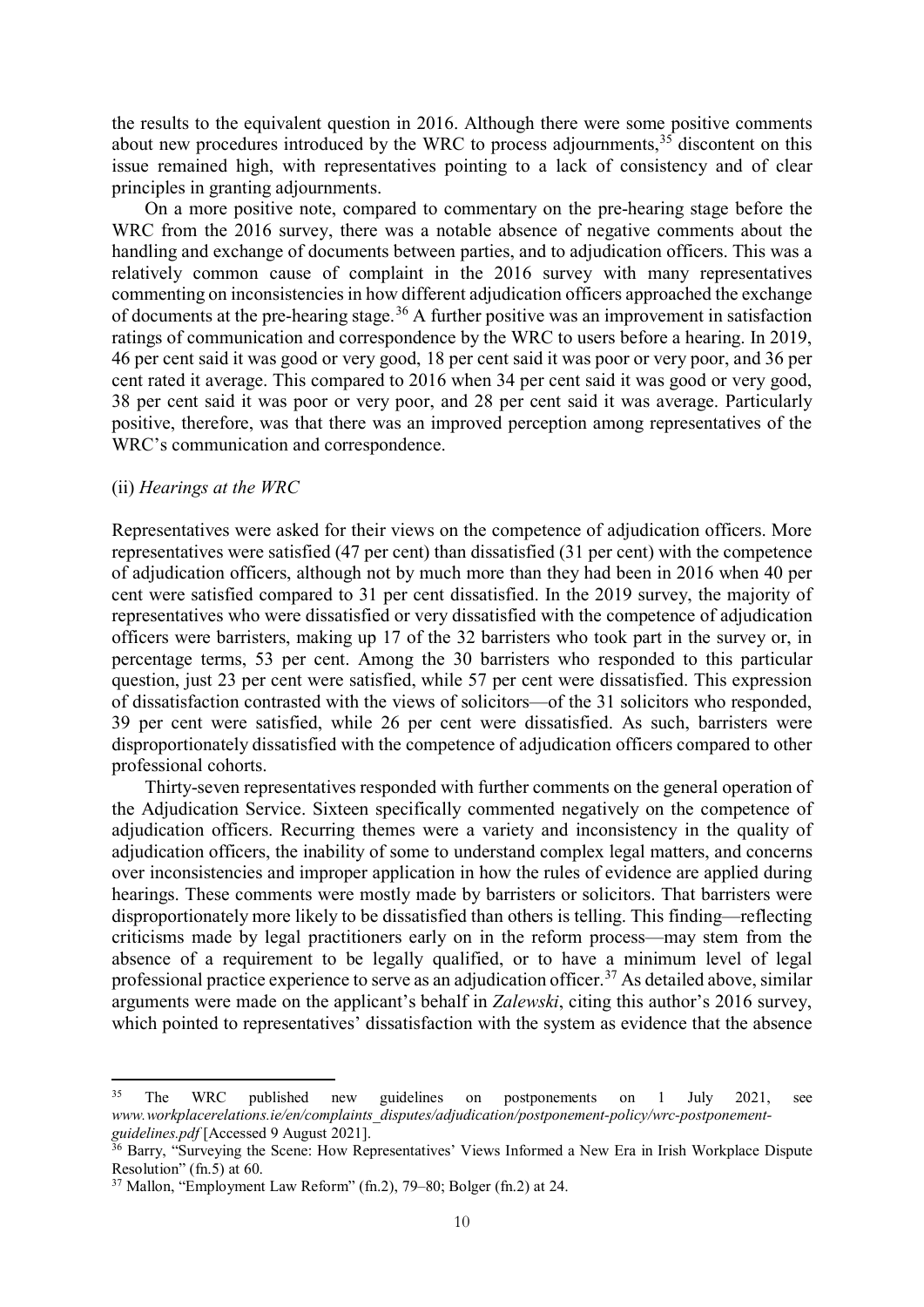the results to the equivalent question in 2016. Although there were some positive comments about new procedures introduced by the WRC to process adjournments,[35] discontent on this issue remained high, with representatives pointing to a lack of consistency and of clear principles in granting adjournments.

On a more positive note, compared to commentary on the pre-hearing stage before the WRC from the 2016 survey, there was a notable absence of negative comments about the handling and exchange of documents between parties, and to adjudication officers. This was a relatively common cause of complaint in the 2016 survey with many representatives commenting on inconsistencies in how different adjudication officers approached the exchange of documents at the pre-hearing stage.[36] A further positive was an improvement in satisfaction ratings of communication and correspondence by the WRC to users before a hearing. In 2019, 46 per cent said it was good or very good, 18 per cent said it was poor or very poor, and 36 per cent rated it average. This compared to 2016 when 34 per cent said it was good or very good, 38 per cent said it was poor or very poor, and 28 per cent said it was average. Particularly positive, therefore, was that there was an improved perception among representatives of the WRC's communication and correspondence.

(ii) *Hearings at the WRC*

Representatives were asked for their views on the competence of adjudication officers. More representatives were satisfied (47 per cent) than dissatisfied (31 per cent) with the competence of adjudication officers, although not by much more than they had been in 2016 when 40 per cent were satisfied compared to 31 per cent dissatisfied. In the 2019 survey, the majority of representatives who were dissatisfied or very dissatisfied with the competence of adjudication officers were barristers, making up 17 of the 32 barristers who took part in the survey or, in percentage terms, 53 per cent. Among the 30 barristers who responded to this particular question, just 23 per cent were satisfied, while 57 per cent were dissatisfied. This expression of dissatisfaction contrasted with the views of solicitors—of the 31 solicitors who responded, 39 per cent were satisfied, while 26 per cent were dissatisfied. As such, barristers were disproportionately dissatisfied with the competence of adjudication officers compared to other professional cohorts.

Thirty-seven representatives responded with further comments on the general operation of the Adjudication Service. Sixteen specifically commented negatively on the competence of adjudication officers. Recurring themes were a variety and inconsistency in the quality of adjudication officers, the inability of some to understand complex legal matters, and concerns over inconsistencies and improper application in how the rules of evidence are applied during hearings. These comments were mostly made by barristers or solicitors. That barristers were disproportionately more likely to be dissatisfied than others is telling. This finding—reflecting criticisms made by legal practitioners early on in the reform process—may stem from the absence of a requirement to be legally qualified, or to have a minimum level of legal professional practice experience to serve as an adjudication officer.[37] As detailed above, similar arguments were made on the applicant's behalf in *Zalewski*, citing this author's 2016 survey, which pointed to representatives' dissatisfaction with the system as evidence that the absence

---

[35] The WRC published new guidelines on postponements on 1 July 2021, see *www.workplacerelations.ie/en/complaints_disputes/adjudication/postponement-policy/wrc-postponement-guidelines.pdf* [Accessed 9 August 2021].

[36] Barry, "Surveying the Scene: How Representatives' Views Informed a New Era in Irish Workplace Dispute Resolution" (fn.5) at 60.

[37] Mallon, "Employment Law Reform" (fn.2), 79–80; Bolger (fn.2) at 24.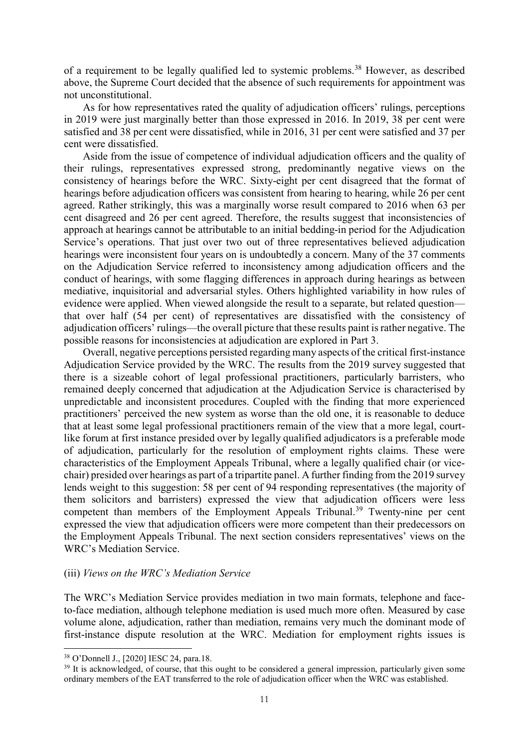of a requirement to be legally qualified led to systemic problems.[38] However, as described above, the Supreme Court decided that the absence of such requirements for appointment was not unconstitutional.

As for how representatives rated the quality of adjudication officers' rulings, perceptions in 2019 were just marginally better than those expressed in 2016. In 2019, 38 per cent were satisfied and 38 per cent were dissatisfied, while in 2016, 31 per cent were satisfied and 37 per cent were dissatisfied.

Aside from the issue of competence of individual adjudication officers and the quality of their rulings, representatives expressed strong, predominantly negative views on the consistency of hearings before the WRC. Sixty-eight per cent disagreed that the format of hearings before adjudication officers was consistent from hearing to hearing, while 26 per cent agreed. Rather strikingly, this was a marginally worse result compared to 2016 when 63 per cent disagreed and 26 per cent agreed. Therefore, the results suggest that inconsistencies of approach at hearings cannot be attributable to an initial bedding-in period for the Adjudication Service's operations. That just over two out of three representatives believed adjudication hearings were inconsistent four years on is undoubtedly a concern. Many of the 37 comments on the Adjudication Service referred to inconsistency among adjudication officers and the conduct of hearings, with some flagging differences in approach during hearings as between mediative, inquisitorial and adversarial styles. Others highlighted variability in how rules of evidence were applied. When viewed alongside the result to a separate, but related question—that over half (54 per cent) of representatives are dissatisfied with the consistency of adjudication officers' rulings—the overall picture that these results paint is rather negative. The possible reasons for inconsistencies at adjudication are explored in Part 3.

Overall, negative perceptions persisted regarding many aspects of the critical first-instance Adjudication Service provided by the WRC. The results from the 2019 survey suggested that there is a sizeable cohort of legal professional practitioners, particularly barristers, who remained deeply concerned that adjudication at the Adjudication Service is characterised by unpredictable and inconsistent procedures. Coupled with the finding that more experienced practitioners' perceived the new system as worse than the old one, it is reasonable to deduce that at least some legal professional practitioners remain of the view that a more legal, court-like forum at first instance presided over by legally qualified adjudicators is a preferable mode of adjudication, particularly for the resolution of employment rights claims. These were characteristics of the Employment Appeals Tribunal, where a legally qualified chair (or vice-chair) presided over hearings as part of a tripartite panel. A further finding from the 2019 survey lends weight to this suggestion: 58 per cent of 94 responding representatives (the majority of them solicitors and barristers) expressed the view that adjudication officers were less competent than members of the Employment Appeals Tribunal.[39] Twenty-nine per cent expressed the view that adjudication officers were more competent than their predecessors on the Employment Appeals Tribunal. The next section considers representatives' views on the WRC's Mediation Service.

(iii) *Views on the WRC's Mediation Service*

The WRC's Mediation Service provides mediation in two main formats, telephone and face-to-face mediation, although telephone mediation is used much more often. Measured by case volume alone, adjudication, rather than mediation, remains very much the dominant mode of first-instance dispute resolution at the WRC. Mediation for employment rights issues is

---

[38] O'Donnell J., [2020] IESC 24, para.18.

[39] It is acknowledged, of course, that this ought to be considered a general impression, particularly given some ordinary members of the EAT transferred to the role of adjudication officer when the WRC was established.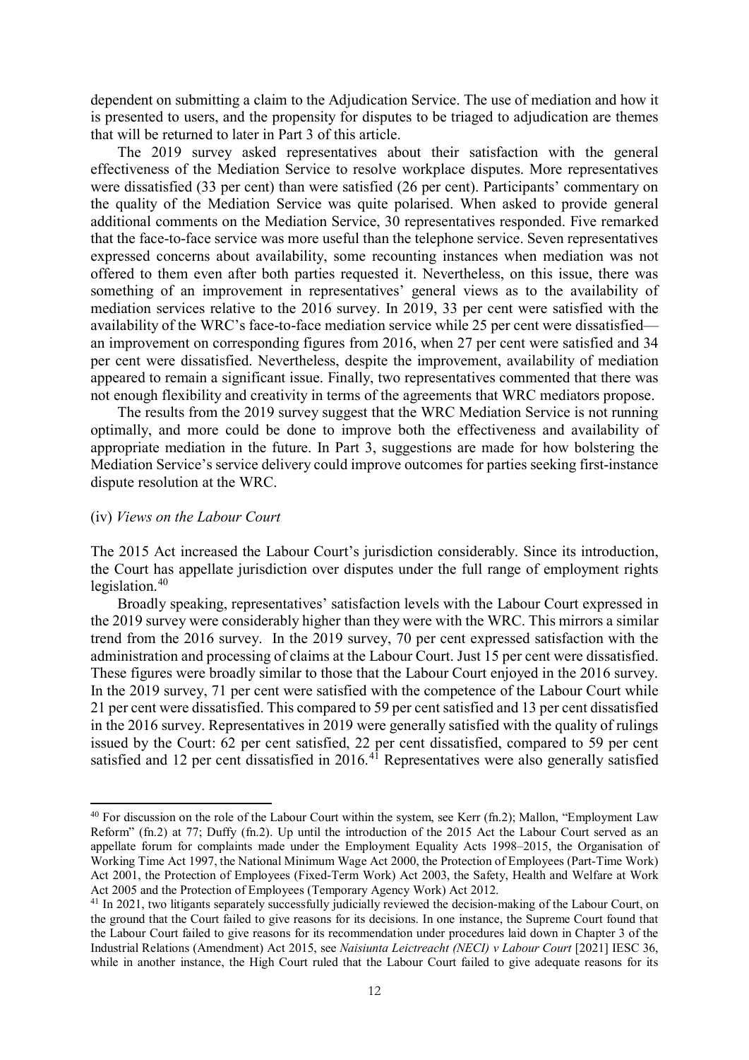dependent on submitting a claim to the Adjudication Service. The use of mediation and how it is presented to users, and the propensity for disputes to be triaged to adjudication are themes that will be returned to later in Part 3 of this article.

The 2019 survey asked representatives about their satisfaction with the general effectiveness of the Mediation Service to resolve workplace disputes. More representatives were dissatisfied (33 per cent) than were satisfied (26 per cent). Participants' commentary on the quality of the Mediation Service was quite polarised. When asked to provide general additional comments on the Mediation Service, 30 representatives responded. Five remarked that the face-to-face service was more useful than the telephone service. Seven representatives expressed concerns about availability, some recounting instances when mediation was not offered to them even after both parties requested it. Nevertheless, on this issue, there was something of an improvement in representatives' general views as to the availability of mediation services relative to the 2016 survey. In 2019, 33 per cent were satisfied with the availability of the WRC's face-to-face mediation service while 25 per cent were dissatisfied—an improvement on corresponding figures from 2016, when 27 per cent were satisfied and 34 per cent were dissatisfied. Nevertheless, despite the improvement, availability of mediation appeared to remain a significant issue. Finally, two representatives commented that there was not enough flexibility and creativity in terms of the agreements that WRC mediators propose.

The results from the 2019 survey suggest that the WRC Mediation Service is not running optimally, and more could be done to improve both the effectiveness and availability of appropriate mediation in the future. In Part 3, suggestions are made for how bolstering the Mediation Service's service delivery could improve outcomes for parties seeking first-instance dispute resolution at the WRC.

(iv) *Views on the Labour Court*

The 2015 Act increased the Labour Court's jurisdiction considerably. Since its introduction, the Court has appellate jurisdiction over disputes under the full range of employment rights legislation.[40]

Broadly speaking, representatives' satisfaction levels with the Labour Court expressed in the 2019 survey were considerably higher than they were with the WRC. This mirrors a similar trend from the 2016 survey. In the 2019 survey, 70 per cent expressed satisfaction with the administration and processing of claims at the Labour Court. Just 15 per cent were dissatisfied. These figures were broadly similar to those that the Labour Court enjoyed in the 2016 survey. In the 2019 survey, 71 per cent were satisfied with the competence of the Labour Court while 21 per cent were dissatisfied. This compared to 59 per cent satisfied and 13 per cent dissatisfied in the 2016 survey. Representatives in 2019 were generally satisfied with the quality of rulings issued by the Court: 62 per cent satisfied, 22 per cent dissatisfied, compared to 59 per cent satisfied and 12 per cent dissatisfied in 2016.[41] Representatives were also generally satisfied

---

[40] For discussion on the role of the Labour Court within the system, see Kerr (fn.2); Mallon, "Employment Law Reform" (fn.2) at 77; Duffy (fn.2). Up until the introduction of the 2015 Act the Labour Court served as an appellate forum for complaints made under the Employment Equality Acts 1998–2015, the Organisation of Working Time Act 1997, the National Minimum Wage Act 2000, the Protection of Employees (Part-Time Work) Act 2001, the Protection of Employees (Fixed-Term Work) Act 2003, the Safety, Health and Welfare at Work Act 2005 and the Protection of Employees (Temporary Agency Work) Act 2012.

[41] In 2021, two litigants separately successfully judicially reviewed the decision-making of the Labour Court, on the ground that the Court failed to give reasons for its decisions. In one instance, the Supreme Court found that the Labour Court failed to give reasons for its recommendation under procedures laid down in Chapter 3 of the Industrial Relations (Amendment) Act 2015, see *Naisiunta Leictreacht (NECI) v Labour Court* [2021] IESC 36, while in another instance, the High Court ruled that the Labour Court failed to give adequate reasons for its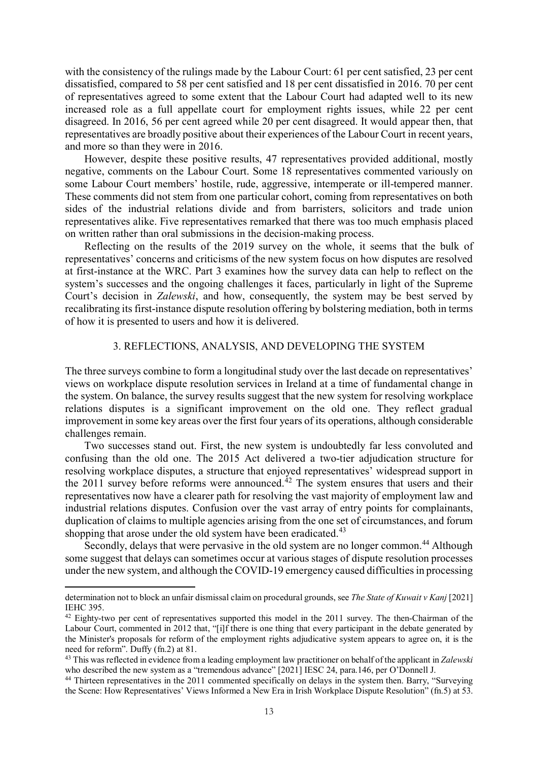with the consistency of the rulings made by the Labour Court: 61 per cent satisfied, 23 per cent dissatisfied, compared to 58 per cent satisfied and 18 per cent dissatisfied in 2016. 70 per cent of representatives agreed to some extent that the Labour Court had adapted well to its new increased role as a full appellate court for employment rights issues, while 22 per cent disagreed. In 2016, 56 per cent agreed while 20 per cent disagreed. It would appear then, that representatives are broadly positive about their experiences of the Labour Court in recent years, and more so than they were in 2016.

However, despite these positive results, 47 representatives provided additional, mostly negative, comments on the Labour Court. Some 18 representatives commented variously on some Labour Court members' hostile, rude, aggressive, intemperate or ill-tempered manner. These comments did not stem from one particular cohort, coming from representatives on both sides of the industrial relations divide and from barristers, solicitors and trade union representatives alike. Five representatives remarked that there was too much emphasis placed on written rather than oral submissions in the decision-making process.

Reflecting on the results of the 2019 survey on the whole, it seems that the bulk of representatives' concerns and criticisms of the new system focus on how disputes are resolved at first-instance at the WRC. Part 3 examines how the survey data can help to reflect on the system's successes and the ongoing challenges it faces, particularly in light of the Supreme Court's decision in *Zalewski*, and how, consequently, the system may be best served by recalibrating its first-instance dispute resolution offering by bolstering mediation, both in terms of how it is presented to users and how it is delivered.

## 3. REFLECTIONS, ANALYSIS, AND DEVELOPING THE SYSTEM

The three surveys combine to form a longitudinal study over the last decade on representatives' views on workplace dispute resolution services in Ireland at a time of fundamental change in the system. On balance, the survey results suggest that the new system for resolving workplace relations disputes is a significant improvement on the old one. They reflect gradual improvement in some key areas over the first four years of its operations, although considerable challenges remain.

Two successes stand out. First, the new system is undoubtedly far less convoluted and confusing than the old one. The 2015 Act delivered a two-tier adjudication structure for resolving workplace disputes, a structure that enjoyed representatives' widespread support in the 2011 survey before reforms were announced.[42] The system ensures that users and their representatives now have a clearer path for resolving the vast majority of employment law and industrial relations disputes. Confusion over the vast array of entry points for complainants, duplication of claims to multiple agencies arising from the one set of circumstances, and forum shopping that arose under the old system have been eradicated.[43]

Secondly, delays that were pervasive in the old system are no longer common.[44] Although some suggest that delays can sometimes occur at various stages of dispute resolution processes under the new system, and although the COVID-19 emergency caused difficulties in processing

---

determination not to block an unfair dismissal claim on procedural grounds, see *The State of Kuwait v Kanj* [2021] IEHC 395.

[42] Eighty-two per cent of representatives supported this model in the 2011 survey. The then-Chairman of the Labour Court, commented in 2012 that, "[i]f there is one thing that every participant in the debate generated by the Minister's proposals for reform of the employment rights adjudicative system appears to agree on, it is the need for reform". Duffy (fn.2) at 81.

[43] This was reflected in evidence from a leading employment law practitioner on behalf of the applicant in *Zalewski* who described the new system as a "tremendous advance" [2021] IESC 24, para.146, per O'Donnell J.

[44] Thirteen representatives in the 2011 commented specifically on delays in the system then. Barry, "Surveying the Scene: How Representatives' Views Informed a New Era in Irish Workplace Dispute Resolution" (fn.5) at 53.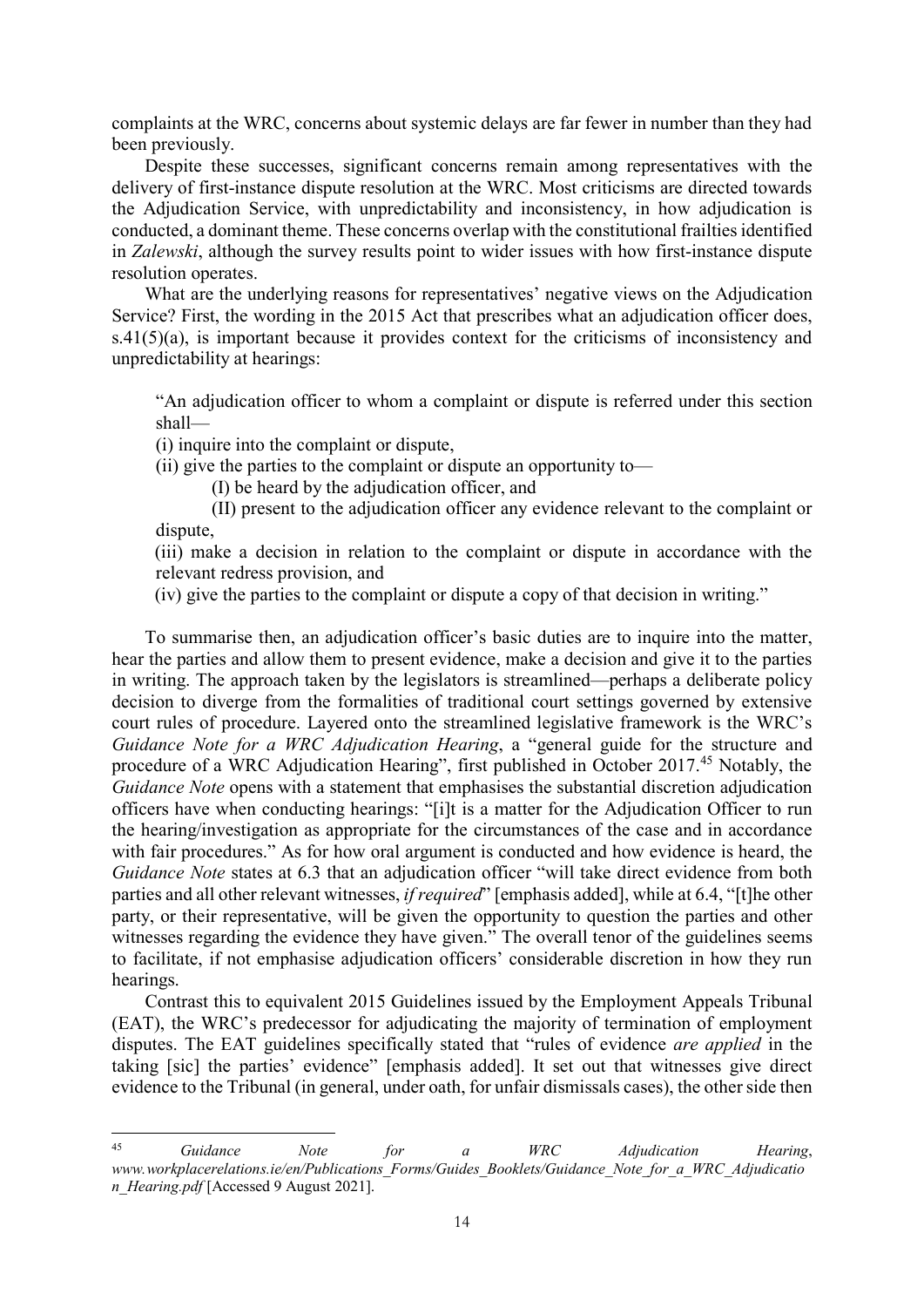complaints at the WRC, concerns about systemic delays are far fewer in number than they had been previously.

Despite these successes, significant concerns remain among representatives with the delivery of first-instance dispute resolution at the WRC. Most criticisms are directed towards the Adjudication Service, with unpredictability and inconsistency, in how adjudication is conducted, a dominant theme. These concerns overlap with the constitutional frailties identified in *Zalewski*, although the survey results point to wider issues with how first-instance dispute resolution operates.

What are the underlying reasons for representatives' negative views on the Adjudication Service? First, the wording in the 2015 Act that prescribes what an adjudication officer does, s.41(5)(a), is important because it provides context for the criticisms of inconsistency and unpredictability at hearings:

> "An adjudication officer to whom a complaint or dispute is referred under this section shall—
>
> (i) inquire into the complaint or dispute,
>
> (ii) give the parties to the complaint or dispute an opportunity to—
>
> (I) be heard by the adjudication officer, and
>
> (II) present to the adjudication officer any evidence relevant to the complaint or dispute,
>
> (iii) make a decision in relation to the complaint or dispute in accordance with the relevant redress provision, and
>
> (iv) give the parties to the complaint or dispute a copy of that decision in writing."

To summarise then, an adjudication officer's basic duties are to inquire into the matter, hear the parties and allow them to present evidence, make a decision and give it to the parties in writing. The approach taken by the legislators is streamlined—perhaps a deliberate policy decision to diverge from the formalities of traditional court settings governed by extensive court rules of procedure. Layered onto the streamlined legislative framework is the WRC's *Guidance Note for a WRC Adjudication Hearing*, a "general guide for the structure and procedure of a WRC Adjudication Hearing", first published in October 2017.[45] Notably, the *Guidance Note* opens with a statement that emphasises the substantial discretion adjudication officers have when conducting hearings: "[i]t is a matter for the Adjudication Officer to run the hearing/investigation as appropriate for the circumstances of the case and in accordance with fair procedures." As for how oral argument is conducted and how evidence is heard, the *Guidance Note* states at 6.3 that an adjudication officer "will take direct evidence from both parties and all other relevant witnesses, *if required*" [emphasis added], while at 6.4, "[t]he other party, or their representative, will be given the opportunity to question the parties and other witnesses regarding the evidence they have given." The overall tenor of the guidelines seems to facilitate, if not emphasise adjudication officers' considerable discretion in how they run hearings.

Contrast this to equivalent 2015 Guidelines issued by the Employment Appeals Tribunal (EAT), the WRC's predecessor for adjudicating the majority of termination of employment disputes. The EAT guidelines specifically stated that "rules of evidence *are applied* in the taking [sic] the parties' evidence" [emphasis added]. It set out that witnesses give direct evidence to the Tribunal (in general, under oath, for unfair dismissals cases), the other side then

---

[45] *Guidance Note for a WRC Adjudication Hearing*, *www.workplacerelations.ie/en/Publications_Forms/Guides_Booklets/Guidance_Note_for_a_WRC_Adjudication_Hearing.pdf* [Accessed 9 August 2021].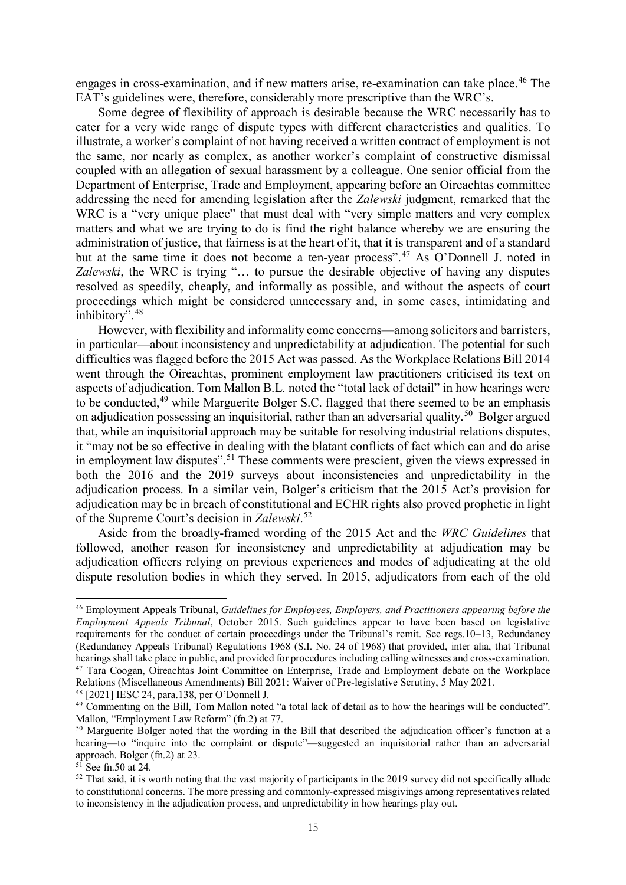engages in cross-examination, and if new matters arise, re-examination can take place.[46] The EAT's guidelines were, therefore, considerably more prescriptive than the WRC's.

Some degree of flexibility of approach is desirable because the WRC necessarily has to cater for a very wide range of dispute types with different characteristics and qualities. To illustrate, a worker's complaint of not having received a written contract of employment is not the same, nor nearly as complex, as another worker's complaint of constructive dismissal coupled with an allegation of sexual harassment by a colleague. One senior official from the Department of Enterprise, Trade and Employment, appearing before an Oireachtas committee addressing the need for amending legislation after the *Zalewski* judgment, remarked that the WRC is a "very unique place" that must deal with "very simple matters and very complex matters and what we are trying to do is find the right balance whereby we are ensuring the administration of justice, that fairness is at the heart of it, that it is transparent and of a standard but at the same time it does not become a ten-year process".[47] As O'Donnell J. noted in *Zalewski*, the WRC is trying "… to pursue the desirable objective of having any disputes resolved as speedily, cheaply, and informally as possible, and without the aspects of court proceedings which might be considered unnecessary and, in some cases, intimidating and inhibitory".[48]

However, with flexibility and informality come concerns—among solicitors and barristers, in particular—about inconsistency and unpredictability at adjudication. The potential for such difficulties was flagged before the 2015 Act was passed. As the Workplace Relations Bill 2014 went through the Oireachtas, prominent employment law practitioners criticised its text on aspects of adjudication. Tom Mallon B.L. noted the "total lack of detail" in how hearings were to be conducted,[49] while Marguerite Bolger S.C. flagged that there seemed to be an emphasis on adjudication possessing an inquisitorial, rather than an adversarial quality.[50] Bolger argued that, while an inquisitorial approach may be suitable for resolving industrial relations disputes, it "may not be so effective in dealing with the blatant conflicts of fact which can and do arise in employment law disputes".[51] These comments were prescient, given the views expressed in both the 2016 and the 2019 surveys about inconsistencies and unpredictability in the adjudication process. In a similar vein, Bolger's criticism that the 2015 Act's provision for adjudication may be in breach of constitutional and ECHR rights also proved prophetic in light of the Supreme Court's decision in *Zalewski*.[52]

Aside from the broadly-framed wording of the 2015 Act and the *WRC Guidelines* that followed, another reason for inconsistency and unpredictability at adjudication may be adjudication officers relying on previous experiences and modes of adjudicating at the old dispute resolution bodies in which they served. In 2015, adjudicators from each of the old

---

[46] Employment Appeals Tribunal, *Guidelines for Employees, Employers, and Practitioners appearing before the Employment Appeals Tribunal*, October 2015. Such guidelines appear to have been based on legislative requirements for the conduct of certain proceedings under the Tribunal's remit. See regs.10–13, Redundancy (Redundancy Appeals Tribunal) Regulations 1968 (S.I. No. 24 of 1968) that provided, inter alia, that Tribunal hearings shall take place in public, and provided for procedures including calling witnesses and cross-examination.

[47] Tara Coogan, Oireachtas Joint Committee on Enterprise, Trade and Employment debate on the Workplace Relations (Miscellaneous Amendments) Bill 2021: Waiver of Pre-legislative Scrutiny, 5 May 2021.

[48] [2021] IESC 24, para.138, per O'Donnell J.

[49] Commenting on the Bill, Tom Mallon noted "a total lack of detail as to how the hearings will be conducted". Mallon, "Employment Law Reform" (fn.2) at 77.

[50] Marguerite Bolger noted that the wording in the Bill that described the adjudication officer's function at a hearing—to "inquire into the complaint or dispute"—suggested an inquisitorial rather than an adversarial approach. Bolger (fn.2) at 23.

[51] See fn.50 at 24.

[52] That said, it is worth noting that the vast majority of participants in the 2019 survey did not specifically allude to constitutional concerns. The more pressing and commonly-expressed misgivings among representatives related to inconsistency in the adjudication process, and unpredictability in how hearings play out.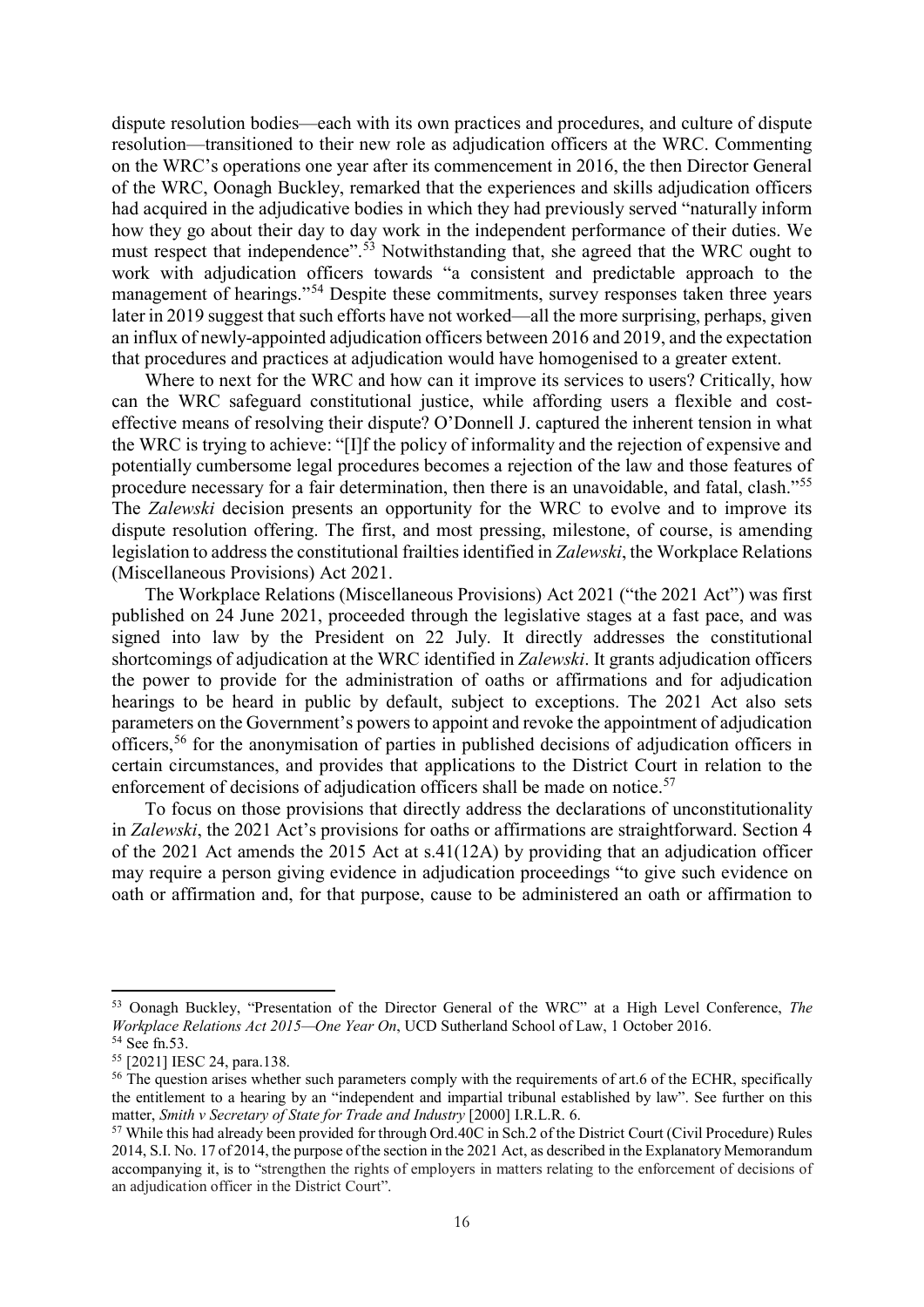dispute resolution bodies—each with its own practices and procedures, and culture of dispute resolution—transitioned to their new role as adjudication officers at the WRC. Commenting on the WRC's operations one year after its commencement in 2016, the then Director General of the WRC, Oonagh Buckley, remarked that the experiences and skills adjudication officers had acquired in the adjudicative bodies in which they had previously served "naturally inform how they go about their day to day work in the independent performance of their duties. We must respect that independence".[53] Notwithstanding that, she agreed that the WRC ought to work with adjudication officers towards "a consistent and predictable approach to the management of hearings."[54] Despite these commitments, survey responses taken three years later in 2019 suggest that such efforts have not worked—all the more surprising, perhaps, given an influx of newly-appointed adjudication officers between 2016 and 2019, and the expectation that procedures and practices at adjudication would have homogenised to a greater extent.

Where to next for the WRC and how can it improve its services to users? Critically, how can the WRC safeguard constitutional justice, while affording users a flexible and cost-effective means of resolving their dispute? O'Donnell J. captured the inherent tension in what the WRC is trying to achieve: "[I]f the policy of informality and the rejection of expensive and potentially cumbersome legal procedures becomes a rejection of the law and those features of procedure necessary for a fair determination, then there is an unavoidable, and fatal, clash."[55] The *Zalewski* decision presents an opportunity for the WRC to evolve and to improve its dispute resolution offering. The first, and most pressing, milestone, of course, is amending legislation to address the constitutional frailties identified in *Zalewski*, the Workplace Relations (Miscellaneous Provisions) Act 2021.

The Workplace Relations (Miscellaneous Provisions) Act 2021 ("the 2021 Act") was first published on 24 June 2021, proceeded through the legislative stages at a fast pace, and was signed into law by the President on 22 July. It directly addresses the constitutional shortcomings of adjudication at the WRC identified in *Zalewski*. It grants adjudication officers the power to provide for the administration of oaths or affirmations and for adjudication hearings to be heard in public by default, subject to exceptions. The 2021 Act also sets parameters on the Government's powers to appoint and revoke the appointment of adjudication officers,[56] for the anonymisation of parties in published decisions of adjudication officers in certain circumstances, and provides that applications to the District Court in relation to the enforcement of decisions of adjudication officers shall be made on notice.[57]

To focus on those provisions that directly address the declarations of unconstitutionality in *Zalewski*, the 2021 Act's provisions for oaths or affirmations are straightforward. Section 4 of the 2021 Act amends the 2015 Act at s.41(12A) by providing that an adjudication officer may require a person giving evidence in adjudication proceedings "to give such evidence on oath or affirmation and, for that purpose, cause to be administered an oath or affirmation to

---

[53] Oonagh Buckley, "Presentation of the Director General of the WRC" at a High Level Conference, *The Workplace Relations Act 2015—One Year On*, UCD Sutherland School of Law, 1 October 2016.

[54] See fn.53.

[55] [2021] IESC 24, para.138.

[56] The question arises whether such parameters comply with the requirements of art.6 of the ECHR, specifically the entitlement to a hearing by an "independent and impartial tribunal established by law". See further on this matter, *Smith v Secretary of State for Trade and Industry* [2000] I.R.L.R. 6.

[57] While this had already been provided for through Ord.40C in Sch.2 of the District Court (Civil Procedure) Rules 2014, S.I. No. 17 of 2014, the purpose of the section in the 2021 Act, as described in the Explanatory Memorandum accompanying it, is to "strengthen the rights of employers in matters relating to the enforcement of decisions of an adjudication officer in the District Court".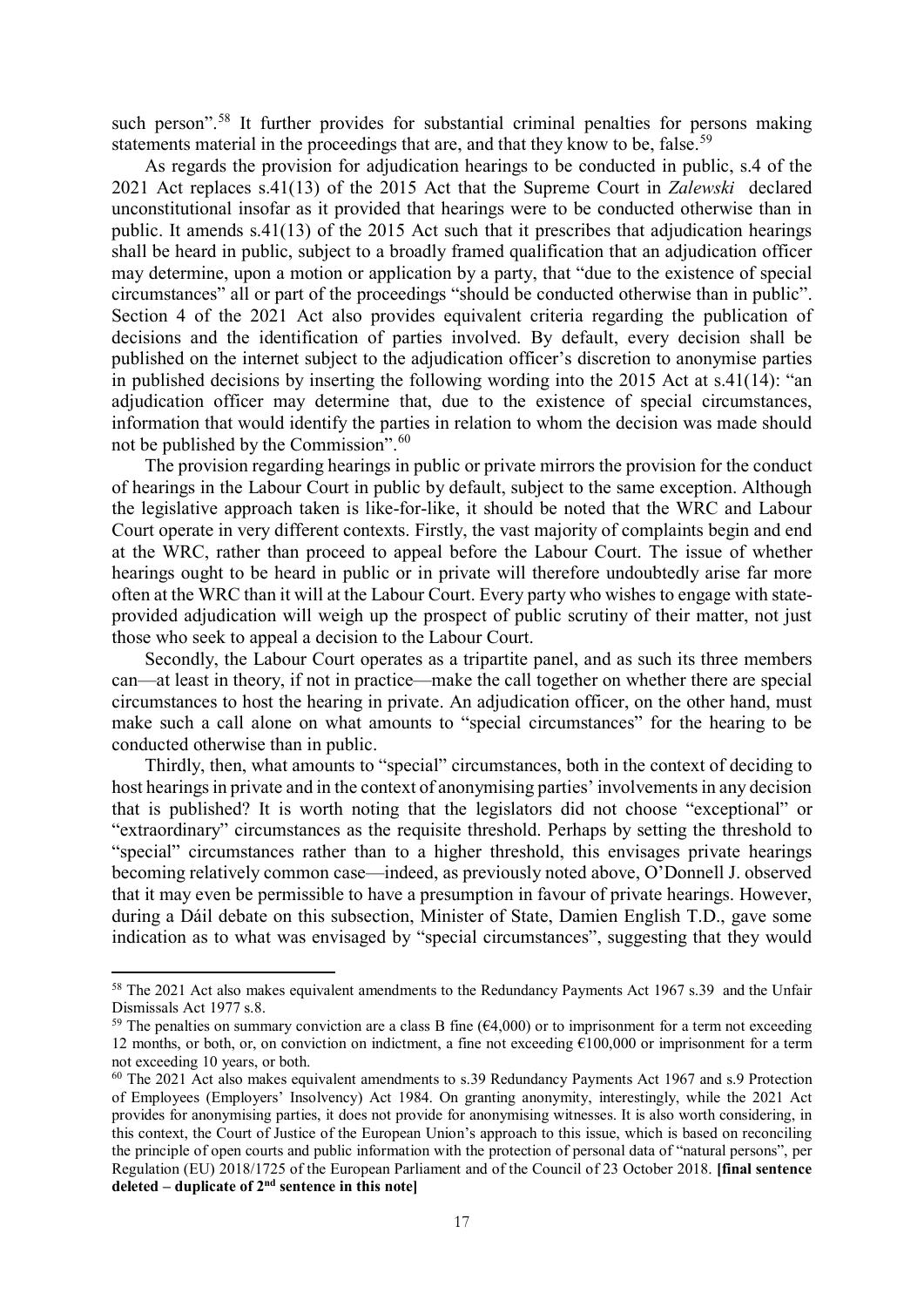such person".[58] It further provides for substantial criminal penalties for persons making statements material in the proceedings that are, and that they know to be, false.[59]

As regards the provision for adjudication hearings to be conducted in public, s.4 of the 2021 Act replaces s.41(13) of the 2015 Act that the Supreme Court in *Zalewski* declared unconstitutional insofar as it provided that hearings were to be conducted otherwise than in public. It amends s.41(13) of the 2015 Act such that it prescribes that adjudication hearings shall be heard in public, subject to a broadly framed qualification that an adjudication officer may determine, upon a motion or application by a party, that "due to the existence of special circumstances" all or part of the proceedings "should be conducted otherwise than in public". Section 4 of the 2021 Act also provides equivalent criteria regarding the publication of decisions and the identification of parties involved. By default, every decision shall be published on the internet subject to the adjudication officer's discretion to anonymise parties in published decisions by inserting the following wording into the 2015 Act at s.41(14): "an adjudication officer may determine that, due to the existence of special circumstances, information that would identify the parties in relation to whom the decision was made should not be published by the Commission".[60]

The provision regarding hearings in public or private mirrors the provision for the conduct of hearings in the Labour Court in public by default, subject to the same exception. Although the legislative approach taken is like-for-like, it should be noted that the WRC and Labour Court operate in very different contexts. Firstly, the vast majority of complaints begin and end at the WRC, rather than proceed to appeal before the Labour Court. The issue of whether hearings ought to be heard in public or in private will therefore undoubtedly arise far more often at the WRC than it will at the Labour Court. Every party who wishes to engage with state-provided adjudication will weigh up the prospect of public scrutiny of their matter, not just those who seek to appeal a decision to the Labour Court.

Secondly, the Labour Court operates as a tripartite panel, and as such its three members can—at least in theory, if not in practice—make the call together on whether there are special circumstances to host the hearing in private. An adjudication officer, on the other hand, must make such a call alone on what amounts to "special circumstances" for the hearing to be conducted otherwise than in public.

Thirdly, then, what amounts to "special" circumstances, both in the context of deciding to host hearings in private and in the context of anonymising parties' involvements in any decision that is published? It is worth noting that the legislators did not choose "exceptional" or "extraordinary" circumstances as the requisite threshold. Perhaps by setting the threshold to "special" circumstances rather than to a higher threshold, this envisages private hearings becoming relatively common case—indeed, as previously noted above, O'Donnell J. observed that it may even be permissible to have a presumption in favour of private hearings. However, during a Dáil debate on this subsection, Minister of State, Damien English T.D., gave some indication as to what was envisaged by "special circumstances", suggesting that they would

---

[58] The 2021 Act also makes equivalent amendments to the Redundancy Payments Act 1967 s.39 and the Unfair Dismissals Act 1977 s.8.

[59] The penalties on summary conviction are a class B fine (€4,000) or to imprisonment for a term not exceeding 12 months, or both, or, on conviction on indictment, a fine not exceeding €100,000 or imprisonment for a term not exceeding 10 years, or both.

[60] The 2021 Act also makes equivalent amendments to s.39 Redundancy Payments Act 1967 and s.9 Protection of Employees (Employers' Insolvency) Act 1984. On granting anonymity, interestingly, while the 2021 Act provides for anonymising parties, it does not provide for anonymising witnesses. It is also worth considering, in this context, the Court of Justice of the European Union's approach to this issue, which is based on reconciling the principle of open courts and public information with the protection of personal data of "natural persons", per Regulation (EU) 2018/1725 of the European Parliament and of the Council of 23 October 2018. **[final sentence deleted – duplicate of 2nd sentence in this note]**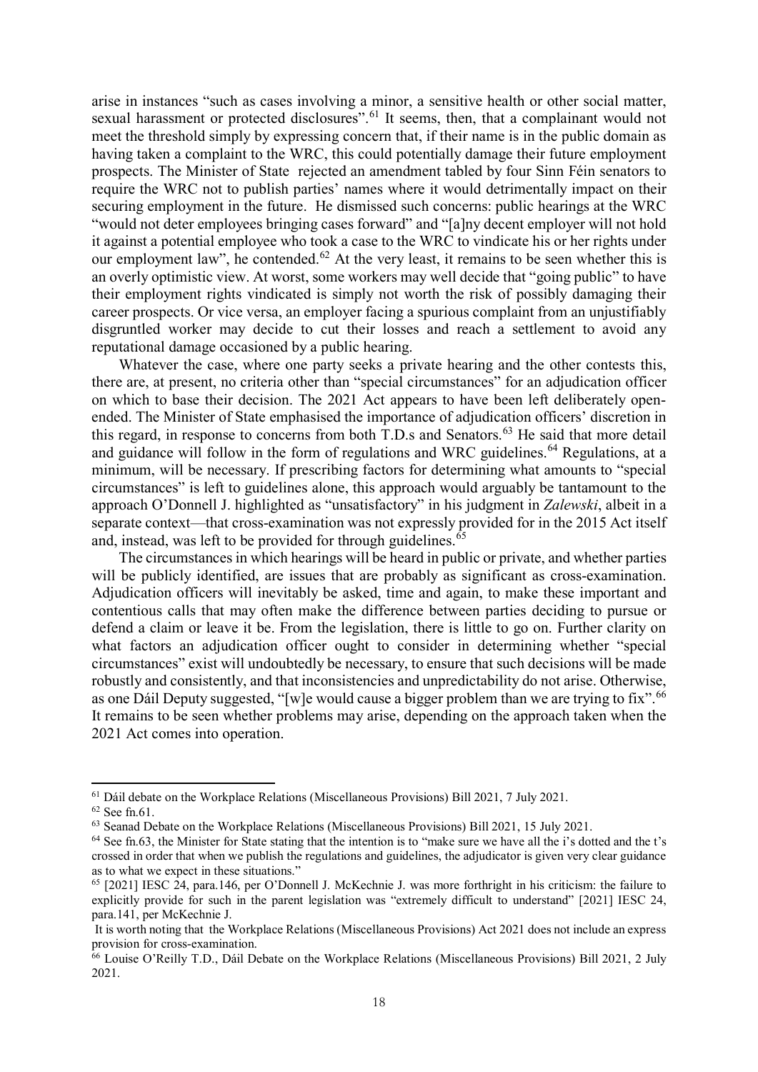arise in instances "such as cases involving a minor, a sensitive health or other social matter, sexual harassment or protected disclosures".[61] It seems, then, that a complainant would not meet the threshold simply by expressing concern that, if their name is in the public domain as having taken a complaint to the WRC, this could potentially damage their future employment prospects. The Minister of State rejected an amendment tabled by four Sinn Féin senators to require the WRC not to publish parties' names where it would detrimentally impact on their securing employment in the future. He dismissed such concerns: public hearings at the WRC "would not deter employees bringing cases forward" and "[a]ny decent employer will not hold it against a potential employee who took a case to the WRC to vindicate his or her rights under our employment law", he contended.[62] At the very least, it remains to be seen whether this is an overly optimistic view. At worst, some workers may well decide that "going public" to have their employment rights vindicated is simply not worth the risk of possibly damaging their career prospects. Or vice versa, an employer facing a spurious complaint from an unjustifiably disgruntled worker may decide to cut their losses and reach a settlement to avoid any reputational damage occasioned by a public hearing.

Whatever the case, where one party seeks a private hearing and the other contests this, there are, at present, no criteria other than "special circumstances" for an adjudication officer on which to base their decision. The 2021 Act appears to have been left deliberately open-ended. The Minister of State emphasised the importance of adjudication officers' discretion in this regard, in response to concerns from both T.D.s and Senators.[63] He said that more detail and guidance will follow in the form of regulations and WRC guidelines.[64] Regulations, at a minimum, will be necessary. If prescribing factors for determining what amounts to "special circumstances" is left to guidelines alone, this approach would arguably be tantamount to the approach O'Donnell J. highlighted as "unsatisfactory" in his judgment in *Zalewski*, albeit in a separate context—that cross-examination was not expressly provided for in the 2015 Act itself and, instead, was left to be provided for through guidelines.[65]

The circumstances in which hearings will be heard in public or private, and whether parties will be publicly identified, are issues that are probably as significant as cross-examination. Adjudication officers will inevitably be asked, time and again, to make these important and contentious calls that may often make the difference between parties deciding to pursue or defend a claim or leave it be. From the legislation, there is little to go on. Further clarity on what factors an adjudication officer ought to consider in determining whether "special circumstances" exist will undoubtedly be necessary, to ensure that such decisions will be made robustly and consistently, and that inconsistencies and unpredictability do not arise. Otherwise, as one Dáil Deputy suggested, "[w]e would cause a bigger problem than we are trying to fix".[66] It remains to be seen whether problems may arise, depending on the approach taken when the 2021 Act comes into operation.

---

[61] Dáil debate on the Workplace Relations (Miscellaneous Provisions) Bill 2021, 7 July 2021.

[62] See fn.61.

[63] Seanad Debate on the Workplace Relations (Miscellaneous Provisions) Bill 2021, 15 July 2021.

[64] See fn.63, the Minister for State stating that the intention is to "make sure we have all the i's dotted and the t's crossed in order that when we publish the regulations and guidelines, the adjudicator is given very clear guidance as to what we expect in these situations."

[65] [2021] IESC 24, para.146, per O'Donnell J. McKechnie J. was more forthright in his criticism: the failure to explicitly provide for such in the parent legislation was "extremely difficult to understand" [2021] IESC 24, para.141, per McKechnie J.

It is worth noting that the Workplace Relations (Miscellaneous Provisions) Act 2021 does not include an express provision for cross-examination.

[66] Louise O'Reilly T.D., Dáil Debate on the Workplace Relations (Miscellaneous Provisions) Bill 2021, 2 July 2021.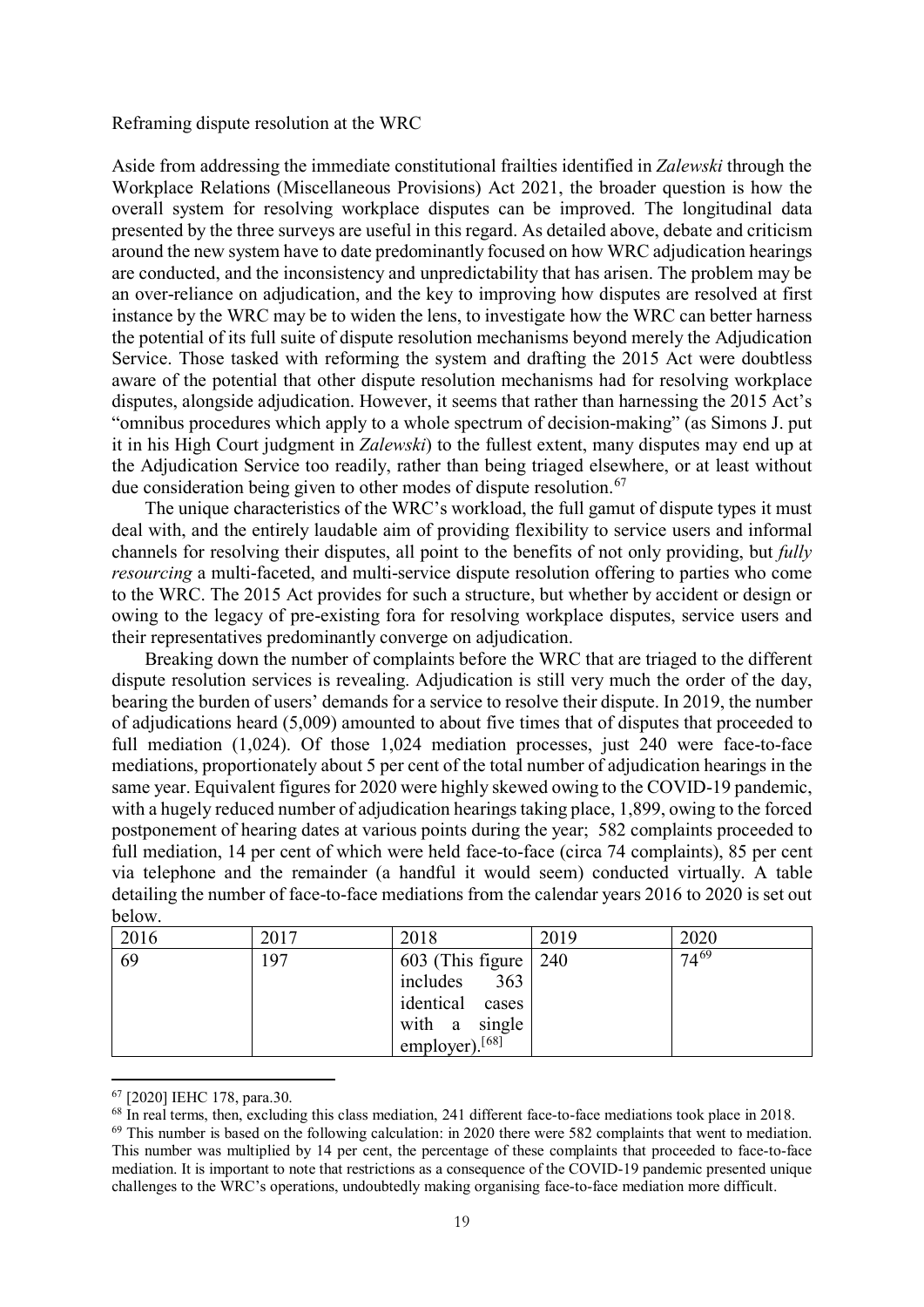Reframing dispute resolution at the WRC

Aside from addressing the immediate constitutional frailties identified in *Zalewski* through the Workplace Relations (Miscellaneous Provisions) Act 2021, the broader question is how the overall system for resolving workplace disputes can be improved. The longitudinal data presented by the three surveys are useful in this regard. As detailed above, debate and criticism around the new system have to date predominantly focused on how WRC adjudication hearings are conducted, and the inconsistency and unpredictability that has arisen. The problem may be an over-reliance on adjudication, and the key to improving how disputes are resolved at first instance by the WRC may be to widen the lens, to investigate how the WRC can better harness the potential of its full suite of dispute resolution mechanisms beyond merely the Adjudication Service. Those tasked with reforming the system and drafting the 2015 Act were doubtless aware of the potential that other dispute resolution mechanisms had for resolving workplace disputes, alongside adjudication. However, it seems that rather than harnessing the 2015 Act's "omnibus procedures which apply to a whole spectrum of decision-making" (as Simons J. put it in his High Court judgment in *Zalewski*) to the fullest extent, many disputes may end up at the Adjudication Service too readily, rather than being triaged elsewhere, or at least without due consideration being given to other modes of dispute resolution.[67]

The unique characteristics of the WRC's workload, the full gamut of dispute types it must deal with, and the entirely laudable aim of providing flexibility to service users and informal channels for resolving their disputes, all point to the benefits of not only providing, but *fully resourcing* a multi-faceted, and multi-service dispute resolution offering to parties who come to the WRC. The 2015 Act provides for such a structure, but whether by accident or design or owing to the legacy of pre-existing fora for resolving workplace disputes, service users and their representatives predominantly converge on adjudication.

Breaking down the number of complaints before the WRC that are triaged to the different dispute resolution services is revealing. Adjudication is still very much the order of the day, bearing the burden of users' demands for a service to resolve their dispute. In 2019, the number of adjudications heard (5,009) amounted to about five times that of disputes that proceeded to full mediation (1,024). Of those 1,024 mediation processes, just 240 were face-to-face mediations, proportionately about 5 per cent of the total number of adjudication hearings in the same year. Equivalent figures for 2020 were highly skewed owing to the COVID-19 pandemic, with a hugely reduced number of adjudication hearings taking place, 1,899, owing to the forced postponement of hearing dates at various points during the year; 582 complaints proceeded to full mediation, 14 per cent of which were held face-to-face (circa 74 complaints), 85 per cent via telephone and the remainder (a handful it would seem) conducted virtually. A table detailing the number of face-to-face mediations from the calendar years 2016 to 2020 is set out below.

| 2016 | 2017 | 2018 | 2019 | 2020 |
|---|---|---|---|---|
| 69 | 197 | 603 (This figure includes 363 identical cases with a single employer).[68] | 240 | 74[69] |

[67] [2020] IEHC 178, para.30.

[68] In real terms, then, excluding this class mediation, 241 different face-to-face mediations took place in 2018.

[69] This number is based on the following calculation: in 2020 there were 582 complaints that went to mediation. This number was multiplied by 14 per cent, the percentage of these complaints that proceeded to face-to-face mediation. It is important to note that restrictions as a consequence of the COVID-19 pandemic presented unique challenges to the WRC's operations, undoubtedly making organising face-to-face mediation more difficult.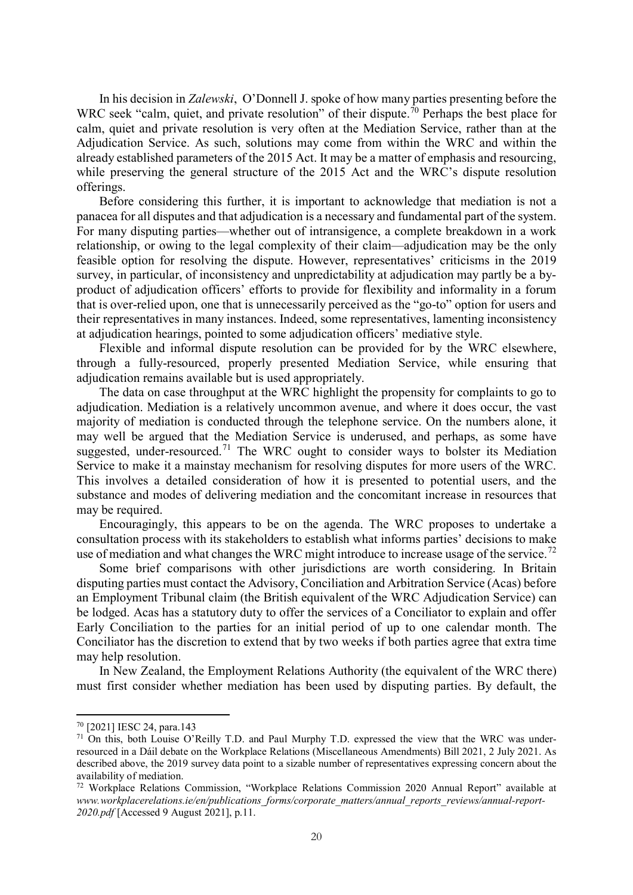In his decision in *Zalewski*, O'Donnell J. spoke of how many parties presenting before the WRC seek "calm, quiet, and private resolution" of their dispute.[70] Perhaps the best place for calm, quiet and private resolution is very often at the Mediation Service, rather than at the Adjudication Service. As such, solutions may come from within the WRC and within the already established parameters of the 2015 Act. It may be a matter of emphasis and resourcing, while preserving the general structure of the 2015 Act and the WRC's dispute resolution offerings.

Before considering this further, it is important to acknowledge that mediation is not a panacea for all disputes and that adjudication is a necessary and fundamental part of the system. For many disputing parties—whether out of intransigence, a complete breakdown in a work relationship, or owing to the legal complexity of their claim—adjudication may be the only feasible option for resolving the dispute. However, representatives' criticisms in the 2019 survey, in particular, of inconsistency and unpredictability at adjudication may partly be a by-product of adjudication officers' efforts to provide for flexibility and informality in a forum that is over-relied upon, one that is unnecessarily perceived as the "go-to" option for users and their representatives in many instances. Indeed, some representatives, lamenting inconsistency at adjudication hearings, pointed to some adjudication officers' mediative style.

Flexible and informal dispute resolution can be provided for by the WRC elsewhere, through a fully-resourced, properly presented Mediation Service, while ensuring that adjudication remains available but is used appropriately.

The data on case throughput at the WRC highlight the propensity for complaints to go to adjudication. Mediation is a relatively uncommon avenue, and where it does occur, the vast majority of mediation is conducted through the telephone service. On the numbers alone, it may well be argued that the Mediation Service is underused, and perhaps, as some have suggested, under-resourced.[71] The WRC ought to consider ways to bolster its Mediation Service to make it a mainstay mechanism for resolving disputes for more users of the WRC. This involves a detailed consideration of how it is presented to potential users, and the substance and modes of delivering mediation and the concomitant increase in resources that may be required.

Encouragingly, this appears to be on the agenda. The WRC proposes to undertake a consultation process with its stakeholders to establish what informs parties' decisions to make use of mediation and what changes the WRC might introduce to increase usage of the service.[72]

Some brief comparisons with other jurisdictions are worth considering. In Britain disputing parties must contact the Advisory, Conciliation and Arbitration Service (Acas) before an Employment Tribunal claim (the British equivalent of the WRC Adjudication Service) can be lodged. Acas has a statutory duty to offer the services of a Conciliator to explain and offer Early Conciliation to the parties for an initial period of up to one calendar month. The Conciliator has the discretion to extend that by two weeks if both parties agree that extra time may help resolution.

In New Zealand, the Employment Relations Authority (the equivalent of the WRC there) must first consider whether mediation has been used by disputing parties. By default, the

---

[70] [2021] IESC 24, para.143

[71] On this, both Louise O'Reilly T.D. and Paul Murphy T.D. expressed the view that the WRC was under-resourced in a Dáil debate on the Workplace Relations (Miscellaneous Amendments) Bill 2021, 2 July 2021. As described above, the 2019 survey data point to a sizable number of representatives expressing concern about the availability of mediation.

[72] Workplace Relations Commission, "Workplace Relations Commission 2020 Annual Report" available at *www.workplacerelations.ie/en/publications_forms/corporate_matters/annual_reports_reviews/annual-report-2020.pdf* [Accessed 9 August 2021], p.11.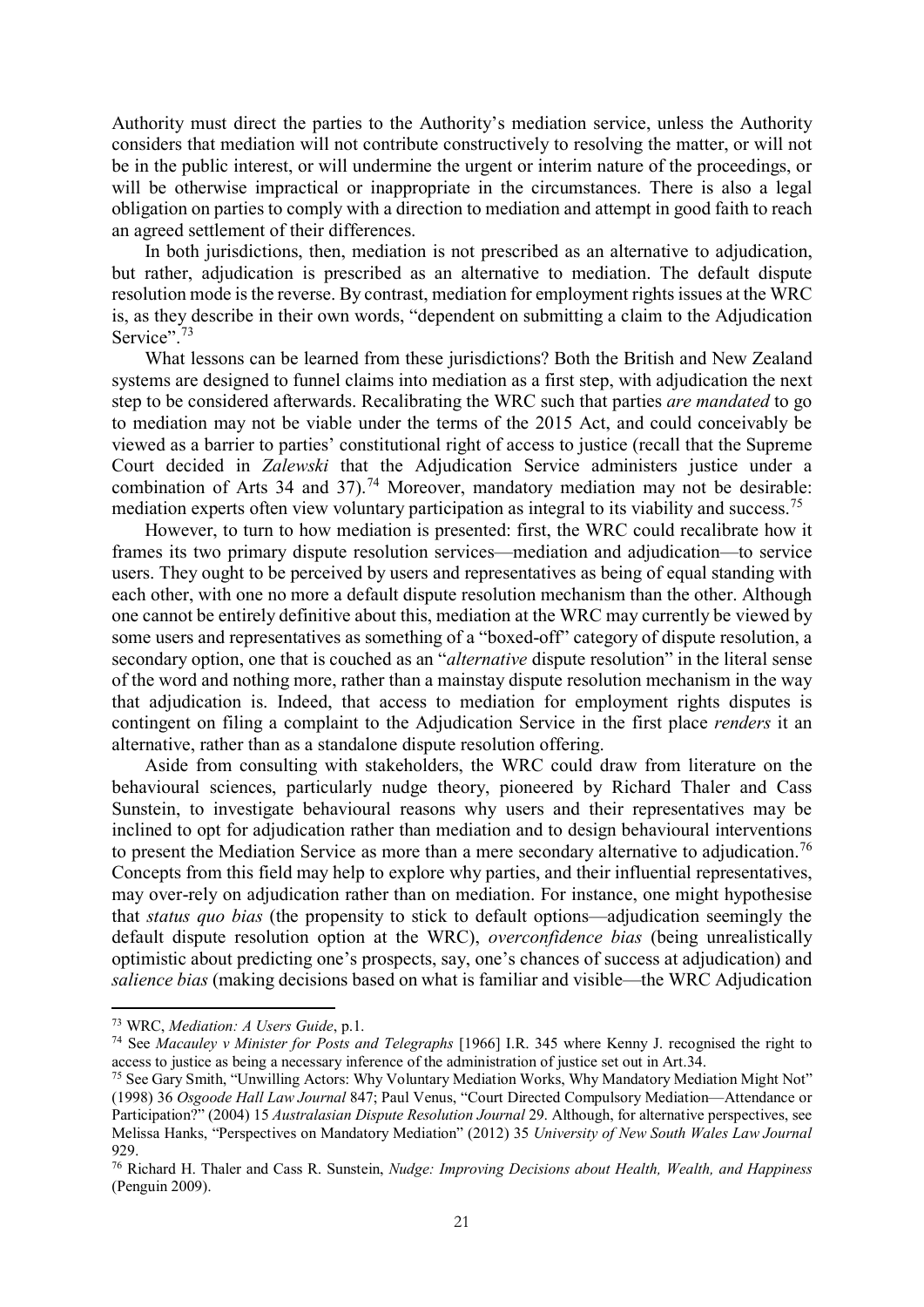Authority must direct the parties to the Authority's mediation service, unless the Authority considers that mediation will not contribute constructively to resolving the matter, or will not be in the public interest, or will undermine the urgent or interim nature of the proceedings, or will be otherwise impractical or inappropriate in the circumstances. There is also a legal obligation on parties to comply with a direction to mediation and attempt in good faith to reach an agreed settlement of their differences.

In both jurisdictions, then, mediation is not prescribed as an alternative to adjudication, but rather, adjudication is prescribed as an alternative to mediation. The default dispute resolution mode is the reverse. By contrast, mediation for employment rights issues at the WRC is, as they describe in their own words, "dependent on submitting a claim to the Adjudication Service".[73]

What lessons can be learned from these jurisdictions? Both the British and New Zealand systems are designed to funnel claims into mediation as a first step, with adjudication the next step to be considered afterwards. Recalibrating the WRC such that parties *are mandated* to go to mediation may not be viable under the terms of the 2015 Act, and could conceivably be viewed as a barrier to parties' constitutional right of access to justice (recall that the Supreme Court decided in *Zalewski* that the Adjudication Service administers justice under a combination of Arts 34 and 37).[74] Moreover, mandatory mediation may not be desirable: mediation experts often view voluntary participation as integral to its viability and success.[75]

However, to turn to how mediation is presented: first, the WRC could recalibrate how it frames its two primary dispute resolution services—mediation and adjudication—to service users. They ought to be perceived by users and representatives as being of equal standing with each other, with one no more a default dispute resolution mechanism than the other. Although one cannot be entirely definitive about this, mediation at the WRC may currently be viewed by some users and representatives as something of a "boxed-off" category of dispute resolution, a secondary option, one that is couched as an "*alternative* dispute resolution" in the literal sense of the word and nothing more, rather than a mainstay dispute resolution mechanism in the way that adjudication is. Indeed, that access to mediation for employment rights disputes is contingent on filing a complaint to the Adjudication Service in the first place *renders* it an alternative, rather than as a standalone dispute resolution offering.

Aside from consulting with stakeholders, the WRC could draw from literature on the behavioural sciences, particularly nudge theory, pioneered by Richard Thaler and Cass Sunstein, to investigate behavioural reasons why users and their representatives may be inclined to opt for adjudication rather than mediation and to design behavioural interventions to present the Mediation Service as more than a mere secondary alternative to adjudication.[76] Concepts from this field may help to explore why parties, and their influential representatives, may over-rely on adjudication rather than on mediation. For instance, one might hypothesise that *status quo bias* (the propensity to stick to default options—adjudication seemingly the default dispute resolution option at the WRC), *overconfidence bias* (being unrealistically optimistic about predicting one's prospects, say, one's chances of success at adjudication) and *salience bias* (making decisions based on what is familiar and visible—the WRC Adjudication

[73] WRC, *Mediation: A Users Guide*, p.1.

[74] See *Macauley v Minister for Posts and Telegraphs* [1966] I.R. 345 where Kenny J. recognised the right to access to justice as being a necessary inference of the administration of justice set out in Art.34.

[75] See Gary Smith, "Unwilling Actors: Why Voluntary Mediation Works, Why Mandatory Mediation Might Not" (1998) 36 *Osgoode Hall Law Journal* 847; Paul Venus, "Court Directed Compulsory Mediation—Attendance or Participation?" (2004) 15 *Australasian Dispute Resolution Journal* 29. Although, for alternative perspectives, see Melissa Hanks, "Perspectives on Mandatory Mediation" (2012) 35 *University of New South Wales Law Journal* 929.

[76] Richard H. Thaler and Cass R. Sunstein, *Nudge: Improving Decisions about Health, Wealth, and Happiness* (Penguin 2009).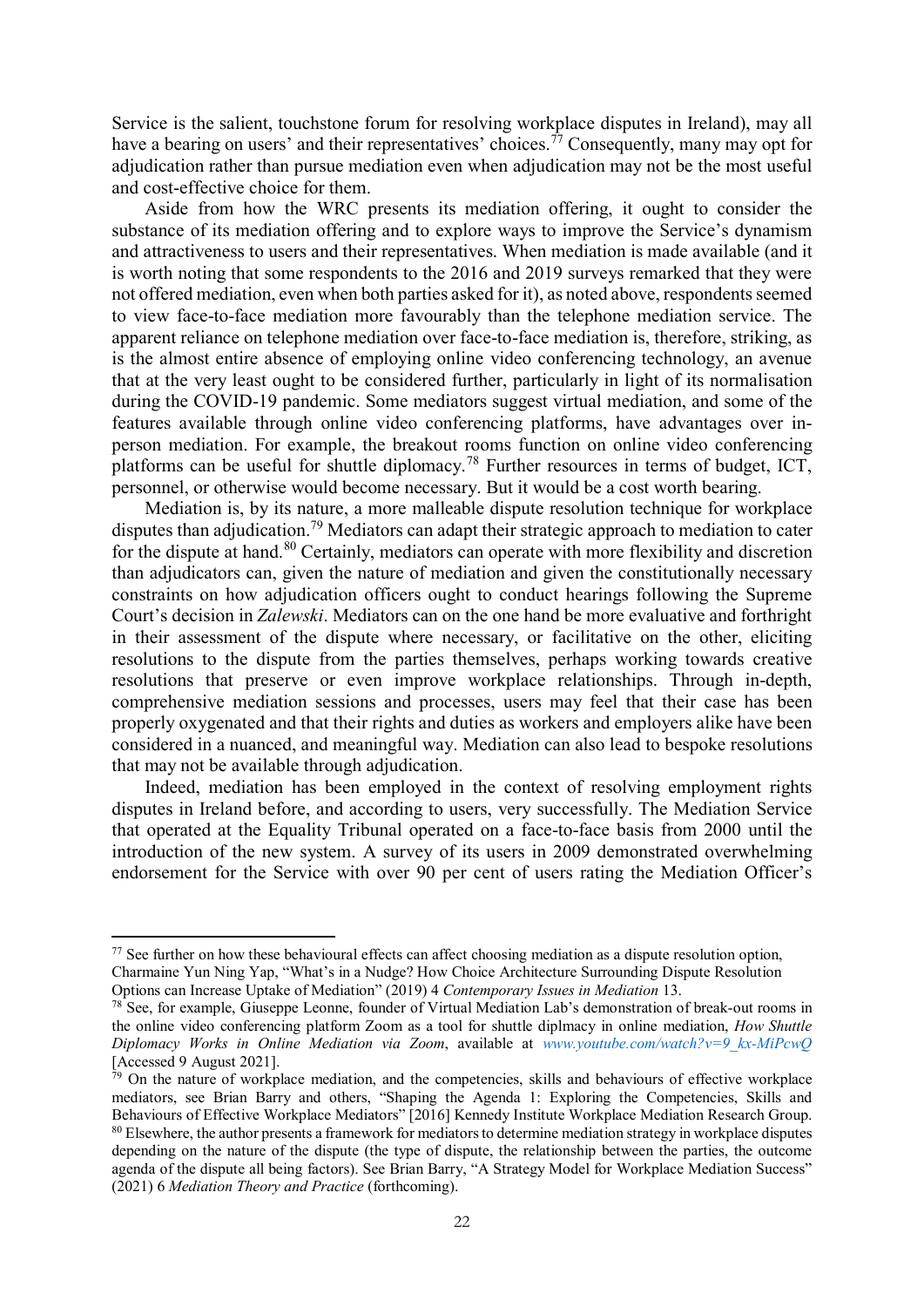Service is the salient, touchstone forum for resolving workplace disputes in Ireland), may all have a bearing on users' and their representatives' choices.[77] Consequently, many may opt for adjudication rather than pursue mediation even when adjudication may not be the most useful and cost-effective choice for them.

Aside from how the WRC presents its mediation offering, it ought to consider the substance of its mediation offering and to explore ways to improve the Service's dynamism and attractiveness to users and their representatives. When mediation is made available (and it is worth noting that some respondents to the 2016 and 2019 surveys remarked that they were not offered mediation, even when both parties asked for it), as noted above, respondents seemed to view face-to-face mediation more favourably than the telephone mediation service. The apparent reliance on telephone mediation over face-to-face mediation is, therefore, striking, as is the almost entire absence of employing online video conferencing technology, an avenue that at the very least ought to be considered further, particularly in light of its normalisation during the COVID-19 pandemic. Some mediators suggest virtual mediation, and some of the features available through online video conferencing platforms, have advantages over in-person mediation. For example, the breakout rooms function on online video conferencing platforms can be useful for shuttle diplomacy.[78] Further resources in terms of budget, ICT, personnel, or otherwise would become necessary. But it would be a cost worth bearing.

Mediation is, by its nature, a more malleable dispute resolution technique for workplace disputes than adjudication.[79] Mediators can adapt their strategic approach to mediation to cater for the dispute at hand.[80] Certainly, mediators can operate with more flexibility and discretion than adjudicators can, given the nature of mediation and given the constitutionally necessary constraints on how adjudication officers ought to conduct hearings following the Supreme Court's decision in *Zalewski*. Mediators can on the one hand be more evaluative and forthright in their assessment of the dispute where necessary, or facilitative on the other, eliciting resolutions to the dispute from the parties themselves, perhaps working towards creative resolutions that preserve or even improve workplace relationships. Through in-depth, comprehensive mediation sessions and processes, users may feel that their case has been properly oxygenated and that their rights and duties as workers and employers alike have been considered in a nuanced, and meaningful way. Mediation can also lead to bespoke resolutions that may not be available through adjudication.

Indeed, mediation has been employed in the context of resolving employment rights disputes in Ireland before, and according to users, very successfully. The Mediation Service that operated at the Equality Tribunal operated on a face-to-face basis from 2000 until the introduction of the new system. A survey of its users in 2009 demonstrated overwhelming endorsement for the Service with over 90 per cent of users rating the Mediation Officer's

---

[77] See further on how these behavioural effects can affect choosing mediation as a dispute resolution option, Charmaine Yun Ning Yap, "What's in a Nudge? How Choice Architecture Surrounding Dispute Resolution Options can Increase Uptake of Mediation" (2019) 4 *Contemporary Issues in Mediation* 13.

[78] See, for example, Giuseppe Leonne, founder of Virtual Mediation Lab's demonstration of break-out rooms in the online video conferencing platform Zoom as a tool for shuttle diplmacy in online mediation, *How Shuttle Diplomacy Works in Online Mediation via Zoom*, available at www.youtube.com/watch?v=9_kx-MiPcwQ [Accessed 9 August 2021].

[79] On the nature of workplace mediation, and the competencies, skills and behaviours of effective workplace mediators, see Brian Barry and others, "Shaping the Agenda 1: Exploring the Competencies, Skills and Behaviours of Effective Workplace Mediators" [2016] Kennedy Institute Workplace Mediation Research Group.

[80] Elsewhere, the author presents a framework for mediators to determine mediation strategy in workplace disputes depending on the nature of the dispute (the type of dispute, the relationship between the parties, the outcome agenda of the dispute all being factors). See Brian Barry, "A Strategy Model for Workplace Mediation Success" (2021) 6 *Mediation Theory and Practice* (forthcoming).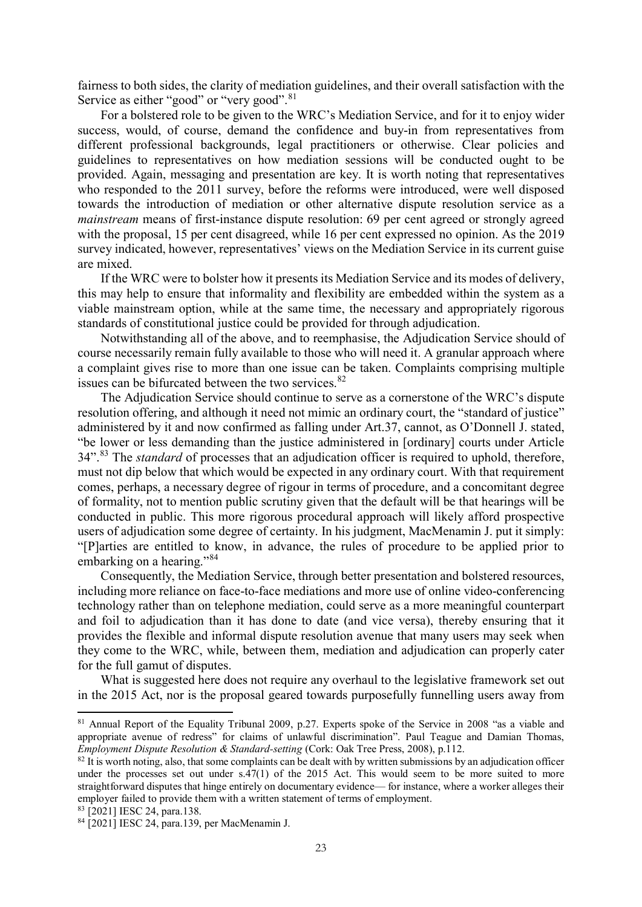fairness to both sides, the clarity of mediation guidelines, and their overall satisfaction with the Service as either "good" or "very good".[81]

For a bolstered role to be given to the WRC's Mediation Service, and for it to enjoy wider success, would, of course, demand the confidence and buy-in from representatives from different professional backgrounds, legal practitioners or otherwise. Clear policies and guidelines to representatives on how mediation sessions will be conducted ought to be provided. Again, messaging and presentation are key. It is worth noting that representatives who responded to the 2011 survey, before the reforms were introduced, were well disposed towards the introduction of mediation or other alternative dispute resolution service as a *mainstream* means of first-instance dispute resolution: 69 per cent agreed or strongly agreed with the proposal, 15 per cent disagreed, while 16 per cent expressed no opinion. As the 2019 survey indicated, however, representatives' views on the Mediation Service in its current guise are mixed.

If the WRC were to bolster how it presents its Mediation Service and its modes of delivery, this may help to ensure that informality and flexibility are embedded within the system as a viable mainstream option, while at the same time, the necessary and appropriately rigorous standards of constitutional justice could be provided for through adjudication.

Notwithstanding all of the above, and to reemphasise, the Adjudication Service should of course necessarily remain fully available to those who will need it. A granular approach where a complaint gives rise to more than one issue can be taken. Complaints comprising multiple issues can be bifurcated between the two services.[82]

The Adjudication Service should continue to serve as a cornerstone of the WRC's dispute resolution offering, and although it need not mimic an ordinary court, the "standard of justice" administered by it and now confirmed as falling under Art.37, cannot, as O'Donnell J. stated, "be lower or less demanding than the justice administered in [ordinary] courts under Article 34".[83] The *standard* of processes that an adjudication officer is required to uphold, therefore, must not dip below that which would be expected in any ordinary court. With that requirement comes, perhaps, a necessary degree of rigour in terms of procedure, and a concomitant degree of formality, not to mention public scrutiny given that the default will be that hearings will be conducted in public. This more rigorous procedural approach will likely afford prospective users of adjudication some degree of certainty. In his judgment, MacMenamin J. put it simply: "[P]arties are entitled to know, in advance, the rules of procedure to be applied prior to embarking on a hearing."[84]

Consequently, the Mediation Service, through better presentation and bolstered resources, including more reliance on face-to-face mediations and more use of online video-conferencing technology rather than on telephone mediation, could serve as a more meaningful counterpart and foil to adjudication than it has done to date (and vice versa), thereby ensuring that it provides the flexible and informal dispute resolution avenue that many users may seek when they come to the WRC, while, between them, mediation and adjudication can properly cater for the full gamut of disputes.

What is suggested here does not require any overhaul to the legislative framework set out in the 2015 Act, nor is the proposal geared towards purposefully funnelling users away from

---

[81] Annual Report of the Equality Tribunal 2009, p.27. Experts spoke of the Service in 2008 "as a viable and appropriate avenue of redress" for claims of unlawful discrimination". Paul Teague and Damian Thomas, *Employment Dispute Resolution & Standard-setting* (Cork: Oak Tree Press, 2008), p.112.

[82] It is worth noting, also, that some complaints can be dealt with by written submissions by an adjudication officer under the processes set out under s.47(1) of the 2015 Act. This would seem to be more suited to more straightforward disputes that hinge entirely on documentary evidence— for instance, where a worker alleges their employer failed to provide them with a written statement of terms of employment.

[83] [2021] IESC 24, para.138.

[84] [2021] IESC 24, para.139, per MacMenamin J.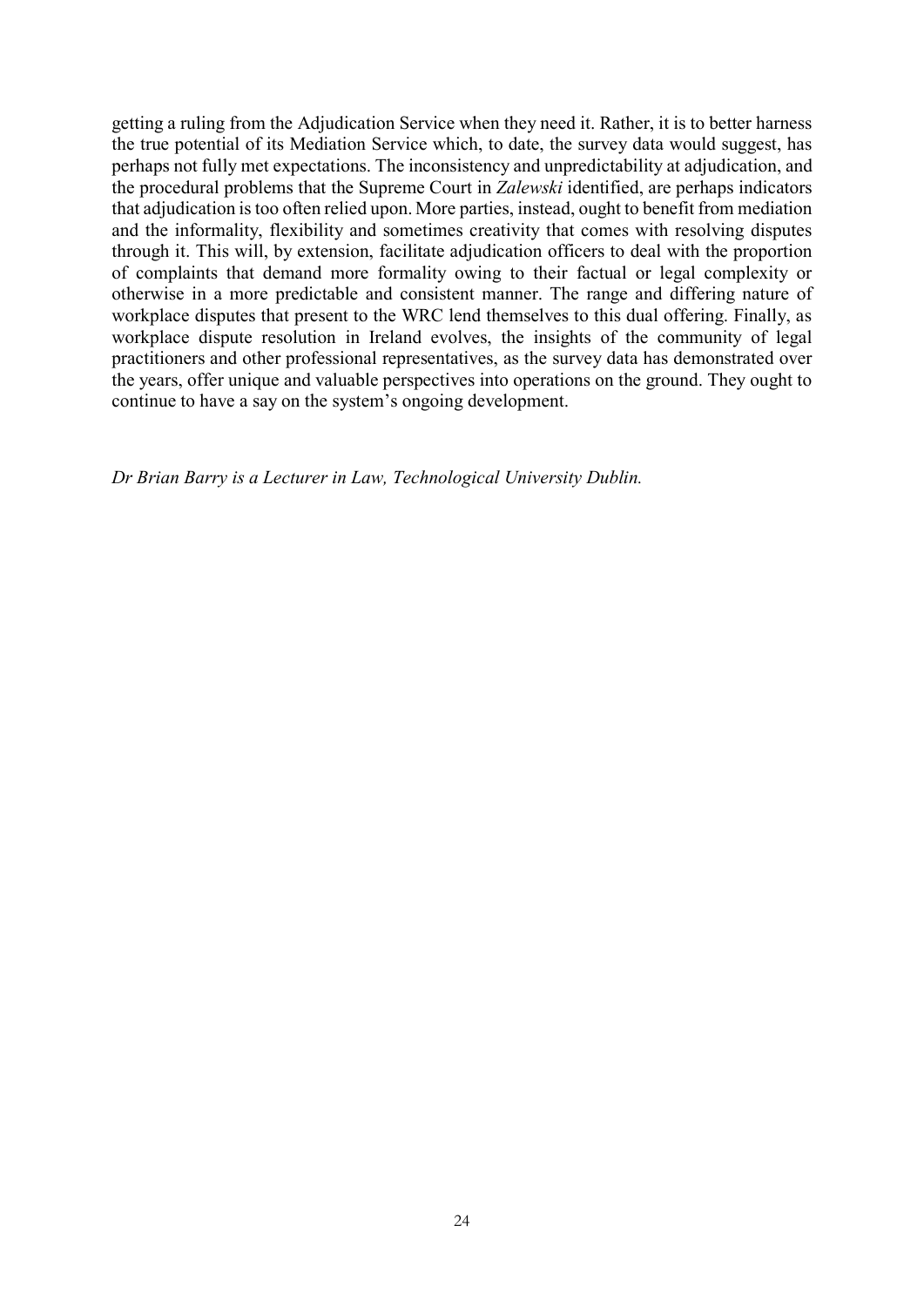getting a ruling from the Adjudication Service when they need it. Rather, it is to better harness the true potential of its Mediation Service which, to date, the survey data would suggest, has perhaps not fully met expectations. The inconsistency and unpredictability at adjudication, and the procedural problems that the Supreme Court in *Zalewski* identified, are perhaps indicators that adjudication is too often relied upon. More parties, instead, ought to benefit from mediation and the informality, flexibility and sometimes creativity that comes with resolving disputes through it. This will, by extension, facilitate adjudication officers to deal with the proportion of complaints that demand more formality owing to their factual or legal complexity or otherwise in a more predictable and consistent manner. The range and differing nature of workplace disputes that present to the WRC lend themselves to this dual offering. Finally, as workplace dispute resolution in Ireland evolves, the insights of the community of legal practitioners and other professional representatives, as the survey data has demonstrated over the years, offer unique and valuable perspectives into operations on the ground. They ought to continue to have a say on the system's ongoing development.

*Dr Brian Barry is a Lecturer in Law, Technological University Dublin.*